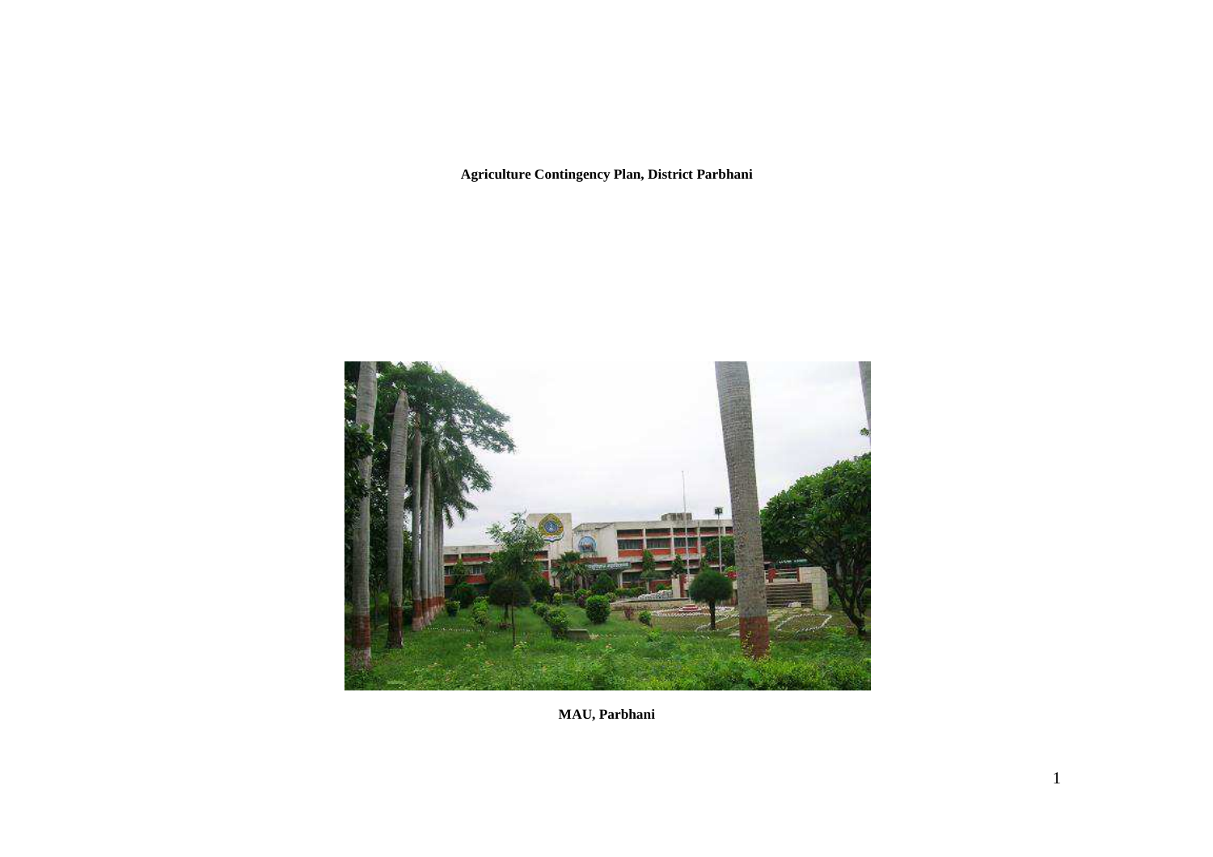**Agriculture Contingency Plan, District Parbhani**

**MAU, Parbhani**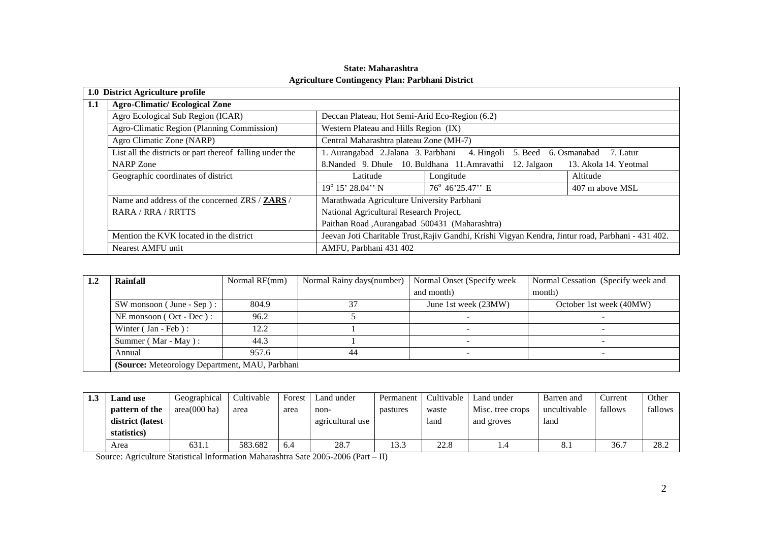**State: Maharashtra**

**Agriculture Contingency Plan: Parbhani District**

| **1.0 District Agriculture profile** | | | | |
|---|---|---|---|---|
| **1.1** | **Agro-Climatic/ Ecological Zone** | | | |
| | Agro Ecological Sub Region (ICAR) | Deccan Plateau, Hot Semi-Arid Eco-Region (6.2) | | |
| | Agro-Climatic Region (Planning Commission) | Western Plateau and Hills Region (IX) | | |
| | Agro Climatic Zone (NARP) | Central Maharashtra plateau Zone (MH-7) | | |
| | List all the districts or part thereof falling under the NARP Zone | 1. Aurangabad 2.Jalana 3. Parbhani 4. Hingoli 5. Beed 6. Osmanabad 7. Latur 8.Nanded 9. Dhule 10. Buldhana 11.Amravathi 12. Jalgaon 13. Akola 14. Yeotmal | | |
| | Geographic coordinates of district | Latitude | Longitude | Altitude |
| | | $19^o$ 15' 28.04'' N | $76^o$ 46'25.47'' E | 407 m above MSL |
| | Name and address of the concerned ZRS / **ZARS** / RARA / RRA / RRTTS | Marathwada Agriculture University Parbhani National Agricultural Research Project, Paithan Road ,Aurangabad 500431 (Maharashtra) | | |
| | Mention the KVK located in the district | Jeevan Joti Charitable Trust,Rajiv Gandhi, Krishi Vigyan Kendra, Jintur road, Parbhani - 431 402. | | |
| | Nearest AMFU unit | AMFU, Parbhani 431 402 | | |

| **1.2** | **Rainfall** | Normal RF(mm) | Normal Rainy days(number) | Normal Onset (Specify week and month) | Normal Cessation (Specify week and month) |
|---|---|---|---|---|---|
| | SW monsoon ( June - Sep ) : | 804.9 | 37 | June 1st week (23MW) | October 1st week (40MW) |
| | NE monsoon ( Oct - Dec ) : | 96.2 | 5 | - | - |
| | Winter ( Jan - Feb ) : | 12.2 | 1 | - | - |
| | Summer ( Mar - May ) : | 44.3 | 1 | - | - |
| | Annual | 957.6 | 44 | - | - |
| | **(Source:** Meteorology Department, MAU, Parbhani | | | | |

| **1.3** | **Land use pattern of the district (latest statistics)** | Geographical area(000 ha) | Cultivable area | Forest area | Land under non-agricultural use | Permanent pastures | Cultivable waste land | Land under Misc. tree crops and groves | Barren and uncultivable land | Current fallows | Other fallows |
|---|---|---|---|---|---|---|---|---|---|---|---|
| | Area | 631.1 | 583.682 | 6.4 | 28.7 | 13.3 | 22.8 | 1.4 | 8.1 | 36.7 | 28.2 |

Source: Agriculture Statistical Information Maharashtra Sate 2005-2006 (Part – II)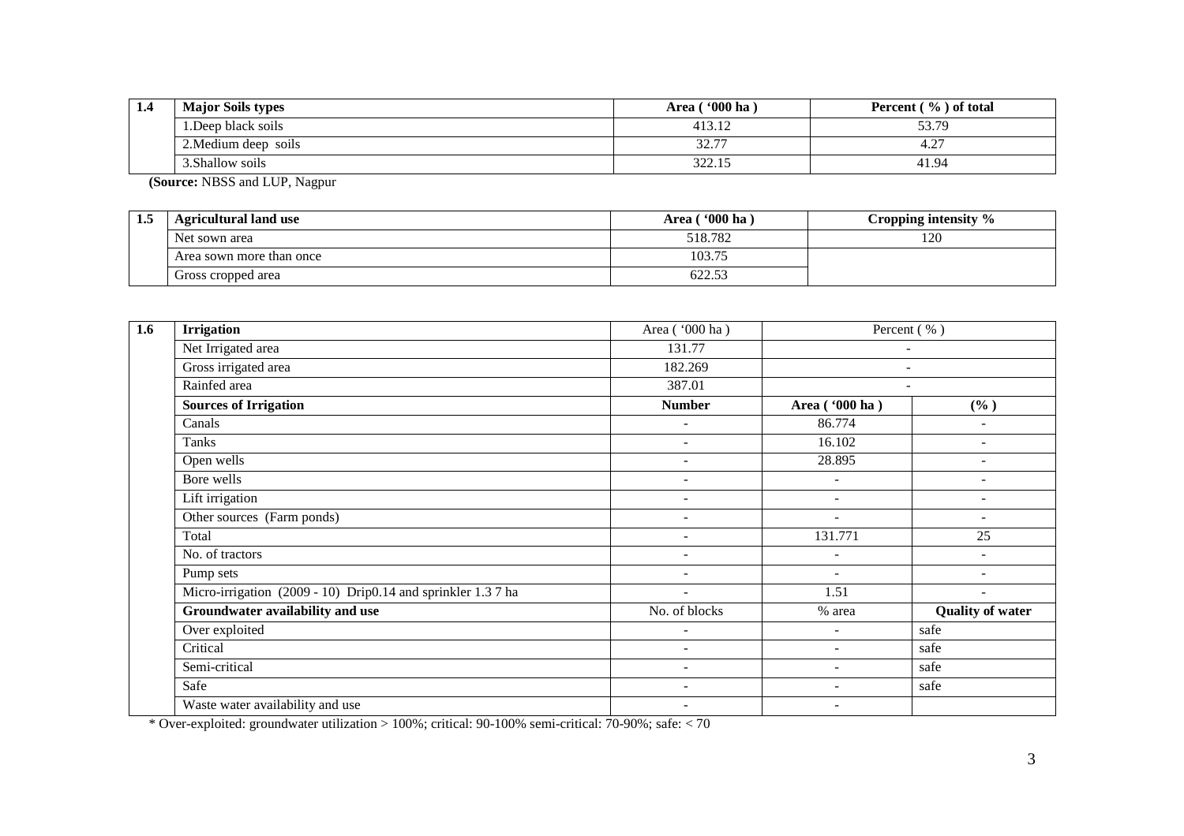| 1.4 | Major Soils types | Area ( '000 ha ) | Percent ( % ) of total |
|---|---|---|---|
| | 1.Deep black soils | 413.12 | 53.79 |
| | 2.Medium deep soils | 32.77 | 4.27 |
| | 3.Shallow soils | 322.15 | 41.94 |

**(Source:** NBSS and LUP, Nagpur

| 1.5 | Agricultural land use | Area ( '000 ha ) | Cropping intensity % |
|---|---|---|---|
| | Net sown area | 518.782 | 120 |
| | Area sown more than once | 103.75 | |
| | Gross cropped area | 622.53 | |

| 1.6 | Irrigation | Area ( '000 ha ) | Percent ( % ) | |
|---|---|---|---|---|
| | Net Irrigated area | 131.77 | - | |
| | Gross irrigated area | 182.269 | - | |
| | Rainfed area | 387.01 | - | |
| | **Sources of Irrigation** | **Number** | **Area ( '000 ha )** | **(% )** |
| | Canals | - | 86.774 | - |
| | Tanks | - | 16.102 | - |
| | Open wells | - | 28.895 | - |
| | Bore wells | - | - | - |
| | Lift irrigation | - | - | - |
| | Other sources (Farm ponds) | - | - | - |
| | Total | - | 131.771 | 25 |
| | No. of tractors | - | - | - |
| | Pump sets | - | - | - |
| | Micro-irrigation (2009 - 10) Drip0.14 and sprinkler 1.3 7 ha | - | 1.51 | - |
| | **Groundwater availability and use** | No. of blocks | % area | **Quality of water** |
| | Over exploited | - | - | safe |
| | Critical | - | - | safe |
| | Semi-critical | - | - | safe |
| | Safe | - | - | safe |
| | Waste water availability and use | - | - | |

* Over-exploited: groundwater utilization > 100%; critical: 90-100% semi-critical: 70-90%; safe: < 70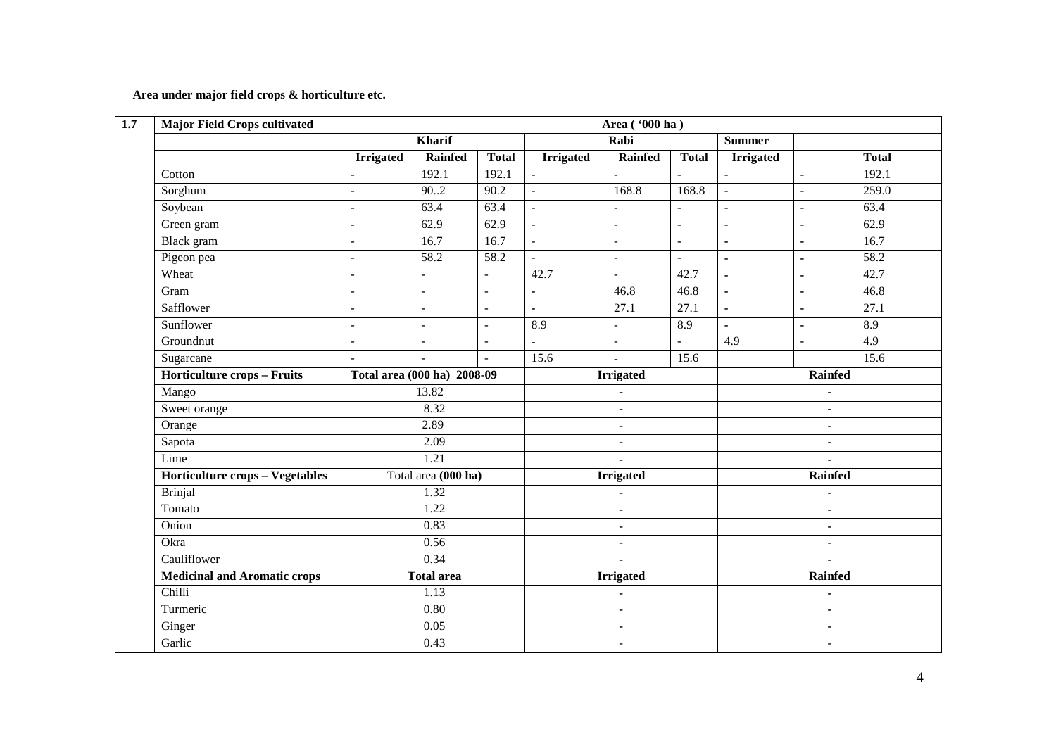**Area under major field crops & horticulture etc.**

| 1.7 | Major Field Crops cultivated | Area ( '000 ha ) | | | | | | | | |
|---|---|---|---|---|---|---|---|---|---|---|
| | | **Kharif** | | | **Rabi** | | | **Summer** | | |
| | | **Irrigated** | **Rainfed** | **Total** | **Irrigated** | **Rainfed** | **Total** | **Irrigated** | | **Total** |
| | Cotton | - | 192.1 | 192.1 | - | - | - | - | - | 192.1 |
| | Sorghum | - | 90..2 | 90.2 | - | 168.8 | 168.8 | - | - | 259.0 |
| | Soybean | - | 63.4 | 63.4 | - | - | - | - | - | 63.4 |
| | Green gram | - | 62.9 | 62.9 | - | - | - | - | - | 62.9 |
| | Black gram | - | 16.7 | 16.7 | - | - | - | - | - | 16.7 |
| | Pigeon pea | - | 58.2 | 58.2 | - | - | - | - | - | 58.2 |
| | Wheat | - | - | - | 42.7 | - | 42.7 | - | - | 42.7 |
| | Gram | - | - | - | - | 46.8 | 46.8 | - | - | 46.8 |
| | Safflower | - | - | - | - | 27.1 | 27.1 | - | - | 27.1 |
| | Sunflower | - | - | - | 8.9 | - | 8.9 | - | - | 8.9 |
| | Groundnut | - | - | - | - | - | - | 4.9 | - | 4.9 |
| | Sugarcane | - | - | - | 15.6 | - | 15.6 | | | 15.6 |
| | **Horticulture crops – Fruits** | **Total area (000 ha) 2008-09** | | | **Irrigated** | | | **Rainfed** | | |
| | Mango | 13.82 | | | - | | | - | | |
| | Sweet orange | 8.32 | | | - | | | - | | |
| | Orange | 2.89 | | | - | | | - | | |
| | Sapota | 2.09 | | | - | | | - | | |
| | Lime | 1.21 | | | - | | | - | | |
| | **Horticulture crops – Vegetables** | Total area **(000 ha)** | | | **Irrigated** | | | **Rainfed** | | |
| | Brinjal | 1.32 | | | - | | | - | | |
| | Tomato | 1.22 | | | - | | | - | | |
| | Onion | 0.83 | | | - | | | - | | |
| | Okra | 0.56 | | | - | | | - | | |
| | Cauliflower | 0.34 | | | - | | | - | | |
| | **Medicinal and Aromatic crops** | **Total area** | | | **Irrigated** | | | **Rainfed** | | |
| | Chilli | 1.13 | | | - | | | - | | |
| | Turmeric | 0.80 | | | - | | | - | | |
| | Ginger | 0.05 | | | - | | | - | | |
| | Garlic | 0.43 | | | - | | | - | | |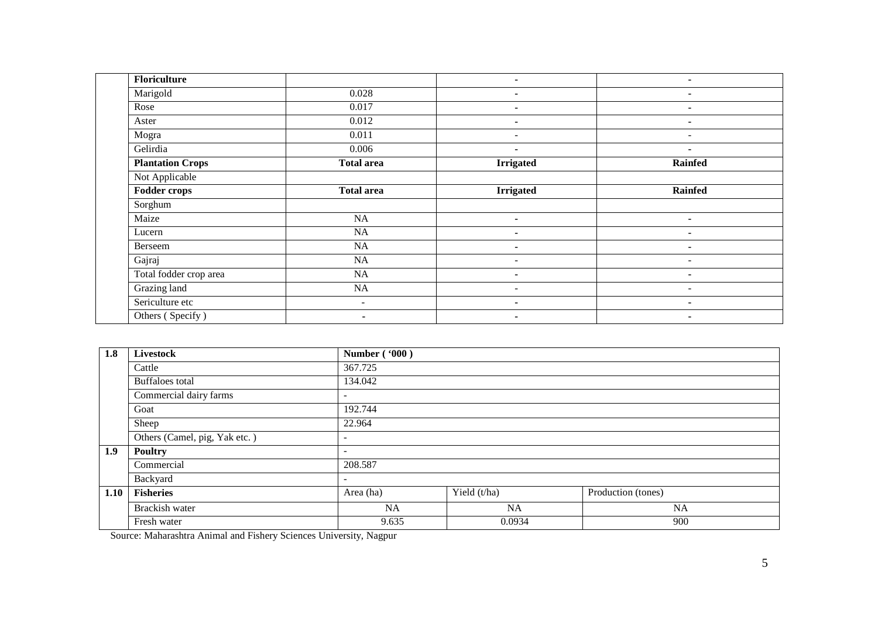| | | | | |
|---|---|---|---|---|
| | **Floriculture** | | - | - |
| | Marigold | 0.028 | - | - |
| | Rose | 0.017 | - | - |
| | Aster | 0.012 | - | - |
| | Mogra | 0.011 | - | - |
| | Gelirdia | 0.006 | - | - |
| | **Plantation Crops** | **Total area** | **Irrigated** | **Rainfed** |
| | Not Applicable | | | |
| | **Fodder crops** | **Total area** | **Irrigated** | **Rainfed** |
| | Sorghum | | | |
| | Maize | NA | - | - |
| | Lucern | NA | - | - |
| | Berseem | NA | - | - |
| | Gajraj | NA | - | - |
| | Total fodder crop area | NA | - | - |
| | Grazing land | NA | - | - |
| | Sericulture etc | - | - | - |
| | Others ( Specify ) | - | - | - |

| 1.8 | Livestock | Number ( '000 ) | | |
|---|---|---|---|---|
| | Cattle | 367.725 | | |
| | Buffaloes total | 134.042 | | |
| | Commercial dairy farms | - | | |
| | Goat | 192.744 | | |
| | Sheep | 22.964 | | |
| | Others (Camel, pig, Yak etc. ) | - | | |
| **1.9** | **Poultry** | - | | |
| | Commercial | 208.587 | | |
| | Backyard | - | | |
| **1.10** | **Fisheries** | Area (ha) | Yield (t/ha) | Production (tones) |
| | Brackish water | NA | NA | NA |
| | Fresh water | 9.635 | 0.0934 | 900 |

Source: Maharashtra Animal and Fishery Sciences University, Nagpur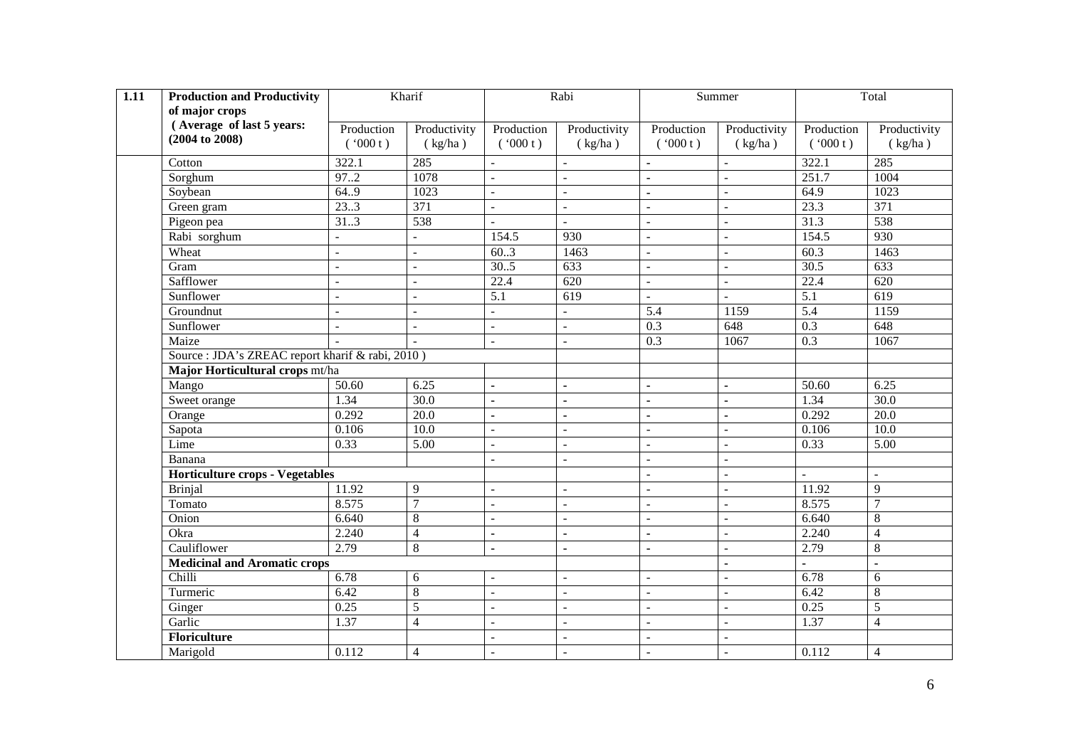| 1.11 | Production and Productivity of major crops (Average of last 5 years: (2004 to 2008) | Kharif | | Rabi | | Summer | | Total | |
|---|---|---|---|---|---|---|---|---|---|
| | | Production ('000 t) | Productivity (kg/ha) | Production ('000 t) | Productivity (kg/ha) | Production ('000 t) | Productivity (kg/ha) | Production ('000 t) | Productivity (kg/ha) |
| | Cotton | 322.1 | 285 | - | - | - | - | 322.1 | 285 |
| | Sorghum | 97..2 | 1078 | - | - | - | - | 251.7 | 1004 |
| | Soybean | 64..9 | 1023 | - | - | - | - | 64.9 | 1023 |
| | Green gram | 23..3 | 371 | - | - | - | - | 23.3 | 371 |
| | Pigeon pea | 31..3 | 538 | - | - | - | - | 31.3 | 538 |
| | Rabi sorghum | - | - | 154.5 | 930 | - | - | 154.5 | 930 |
| | Wheat | - | - | 60..3 | 1463 | - | - | 60.3 | 1463 |
| | Gram | - | - | 30..5 | 633 | - | - | 30.5 | 633 |
| | Safflower | - | - | 22.4 | 620 | - | - | 22.4 | 620 |
| | Sunflower | - | - | 5.1 | 619 | - | - | 5.1 | 619 |
| | Groundnut | - | - | - | - | 5.4 | 1159 | 5.4 | 1159 |
| | Sunflower | - | - | - | - | 0.3 | 648 | 0.3 | 648 |
| | Maize | - | - | - | - | 0.3 | 1067 | 0.3 | 1067 |
| | Source : JDA's ZREAC report kharif & rabi, 2010 ) | | | | | | | | |
| | **Major Horticultural crops** mt/ha | | | | | | | | |
| | Mango | 50.60 | 6.25 | - | - | - | - | 50.60 | 6.25 |
| | Sweet orange | 1.34 | 30.0 | - | - | - | - | 1.34 | 30.0 |
| | Orange | 0.292 | 20.0 | - | - | - | - | 0.292 | 20.0 |
| | Sapota | 0.106 | 10.0 | - | - | - | - | 0.106 | 10.0 |
| | Lime | 0.33 | 5.00 | - | - | - | - | 0.33 | 5.00 |
| | Banana | | | - | - | - | - | | |
| | **Horticulture crops - Vegetables** | | | | | - | - | - | - |
| | Brinjal | 11.92 | 9 | - | - | - | - | 11.92 | 9 |
| | Tomato | 8.575 | 7 | - | - | - | - | 8.575 | 7 |
| | Onion | 6.640 | 8 | - | - | - | - | 6.640 | 8 |
| | Okra | 2.240 | 4 | - | - | - | - | 2.240 | 4 |
| | Cauliflower | 2.79 | 8 | - | - | - | - | 2.79 | 8 |
| | **Medicinal and Aromatic crops** | | | | | | - | - | - |
| | Chilli | 6.78 | 6 | - | - | - | - | 6.78 | 6 |
| | Turmeric | 6.42 | 8 | - | - | - | - | 6.42 | 8 |
| | Ginger | 0.25 | 5 | - | - | - | - | 0.25 | 5 |
| | Garlic | 1.37 | 4 | - | - | - | - | 1.37 | 4 |
| | **Floriculture** | | | - | - | - | - | | |
| | Marigold | 0.112 | 4 | - | - | - | - | 0.112 | 4 |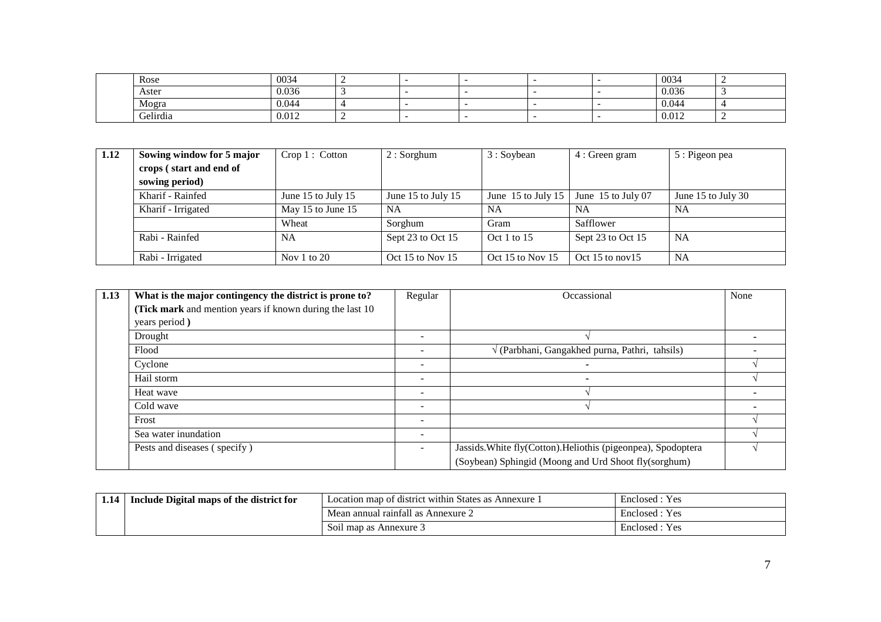|  | Rose | 0034 | 2 | - | - | - | - | 0034 | 2 |
|---|---|---|---|---|---|---|---|---|---|
|  | Aster | 0.036 | 3 | - | - | - | - | 0.036 | 3 |
|  | Mogra | 0.044 | 4 | - | - | - | - | 0.044 | 4 |
|  | Gelirdia | 0.012 | 2 | - | - | - | - | 0.012 | 2 |

| 1.12 | Sowing window for 5 major crops ( start and end of sowing period) | Crop 1 : Cotton | 2 : Sorghum | 3 : Soybean | 4 : Green gram | 5 : Pigeon pea |
|---|---|---|---|---|---|---|
|  | Kharif - Rainfed | June 15 to July 15 | June 15 to July 15 | June 15 to July 15 | June 15 to July 07 | June 15 to July 30 |
|  | Kharif - Irrigated | May 15 to June 15 | NA | NA | NA | NA |
|  |  | Wheat | Sorghum | Gram | Safflower |  |
|  | Rabi - Rainfed | NA | Sept 23 to Oct 15 | Oct 1 to 15 | Sept 23 to Oct 15 | NA |
|  | Rabi - Irrigated | Nov 1 to 20 | Oct 15 to Nov 15 | Oct 15 to Nov 15 | Oct 15 to nov15 | NA |

| 1.13 | What is the major contingency the district is prone to? (**Tick mark** and mention years if known during the last 10 years period **)** | Regular | Occassional | None |
|---|---|---|---|---|
|  | Drought | - | √ | - |
|  | Flood | - | √ (Parbhani, Gangakhed purna, Pathri, tahsils) | - |
|  | Cyclone | - | - | √ |
|  | Hail storm | - | - | √ |
|  | Heat wave | - | √ | - |
|  | Cold wave | - | √ | - |
|  | Frost | - |  | √ |
|  | Sea water inundation | - |  | √ |
|  | Pests and diseases ( specify ) | - | Jassids.White fly(Cotton).Heliothis (pigeonpea), Spodoptera (Soybean) Sphingid (Moong and Urd Shoot fly(sorghum) | √ |

| 1.14 | Include Digital maps of the district for | Location map of district within States as Annexure 1 | Enclosed : Yes |
|---|---|---|---|
|  |  | Mean annual rainfall as Annexure 2 | Enclosed : Yes |
|  |  | Soil map as Annexure 3 | Enclosed : Yes |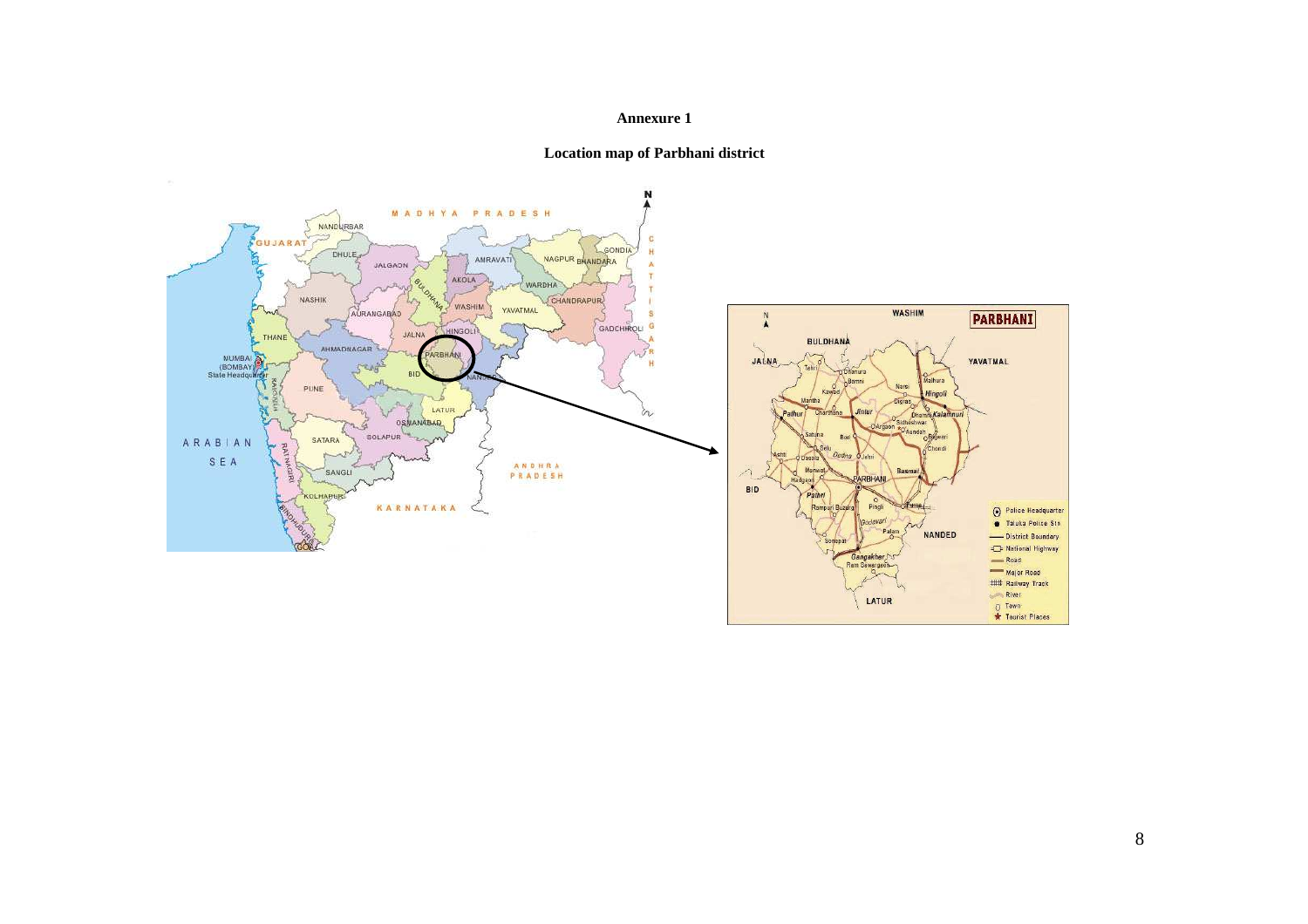**Annexure 1**

**Location map of Parbhani district**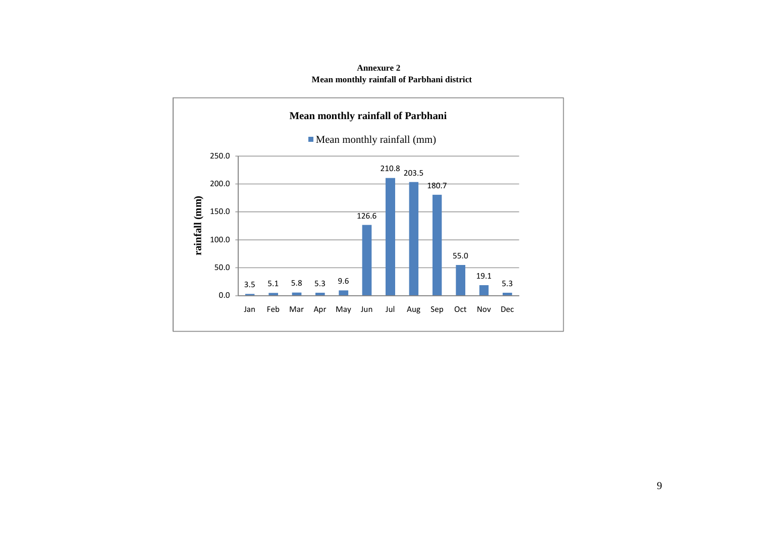**Annexure 2**

**Mean monthly rainfall of Parbhani district**

**Mean monthly rainfall of Parbhani**

Mean monthly rainfall (mm)

| Month | rainfall (mm) |
|---|---|
| Jan | 3.5 |
| Feb | 5.1 |
| Mar | 5.8 |
| Apr | 5.3 |
| May | 9.6 |
| Jun | 126.6 |
| Jul | 210.8 |
| Aug | 203.5 |
| Sep | 180.7 |
| Oct | 55.0 |
| Nov | 19.1 |
| Dec | 5.3 |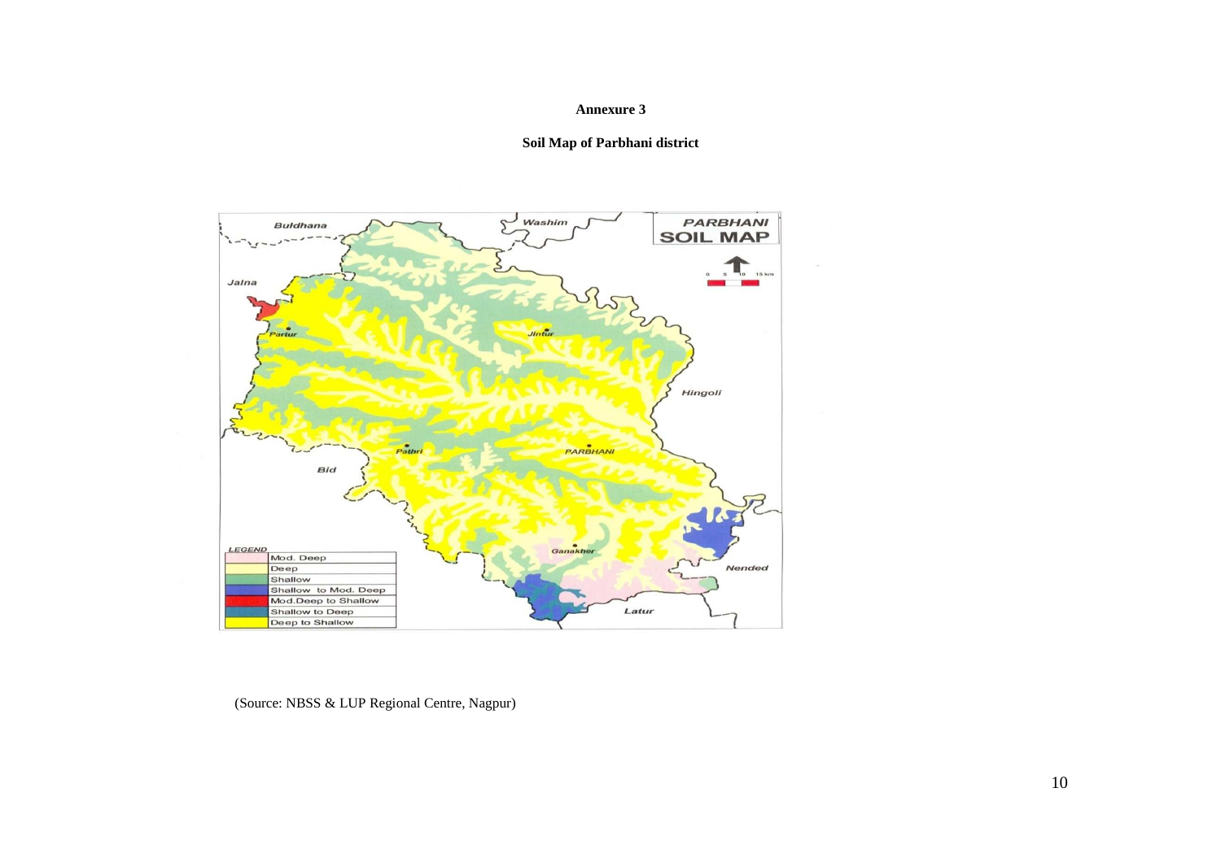**Annexure 3**

**Soil Map of Parbhani district**

(Source: NBSS & LUP Regional Centre, Nagpur)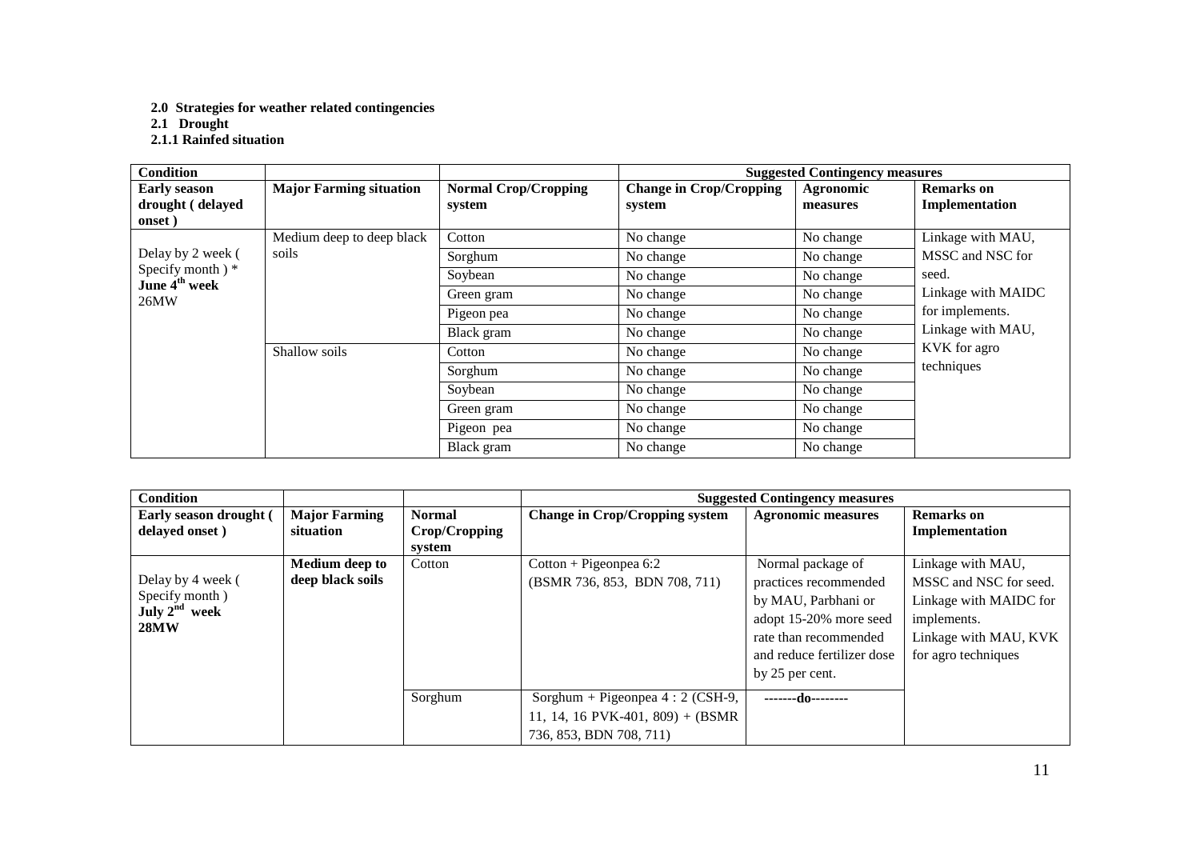**2.0 Strategies for weather related contingencies**

**2.1 Drought**

**2.1.1 Rainfed situation**

| **Condition** | | | **Suggested Contingency measures** | | |
|---|---|---|---|---|---|
| **Early season drought ( delayed onset )** | **Major Farming situation** | **Normal Crop/Cropping system** | **Change in Crop/Cropping system** | **Agronomic measures** | **Remarks on Implementation** |
| Delay by 2 week ( Specify month ) * **June 4th week** 26MW | Medium deep to deep black soils | Cotton | No change | No change | Linkage with MAU, MSSC and NSC for seed. Linkage with MAIDC for implements. Linkage with MAU, KVK for agro techniques |
| | | Sorghum | No change | No change | |
| | | Soybean | No change | No change | |
| | | Green gram | No change | No change | |
| | | Pigeon pea | No change | No change | |
| | | Black gram | No change | No change | |
| | Shallow soils | Cotton | No change | No change | |
| | | Sorghum | No change | No change | |
| | | Soybean | No change | No change | |
| | | Green gram | No change | No change | |
| | | Pigeon pea | No change | No change | |
| | | Black gram | No change | No change | |

| **Condition** | | | **Suggested Contingency measures** | | |
|---|---|---|---|---|---|
| **Early season drought ( delayed onset )** | **Major Farming situation** | **Normal Crop/Cropping system** | **Change in Crop/Cropping system** | **Agronomic measures** | **Remarks on Implementation** |
| Delay by 4 week ( Specify month ) **July 2nd week** **28MW** | **Medium deep to deep black soils** | Cotton | Cotton + Pigeonpea 6:2 (BSMR 736, 853, BDN 708, 711) | Normal package of practices recommended by MAU, Parbhani or adopt 15-20% more seed rate than recommended and reduce fertilizer dose by 25 per cent. | Linkage with MAU, MSSC and NSC for seed. Linkage with MAIDC for implements. Linkage with MAU, KVK for agro techniques |
| | | Sorghum | Sorghum + Pigeonpea 4 : 2 (CSH-9, 11, 14, 16 PVK-401, 809) + (BSMR 736, 853, BDN 708, 711) | -------do-------- | |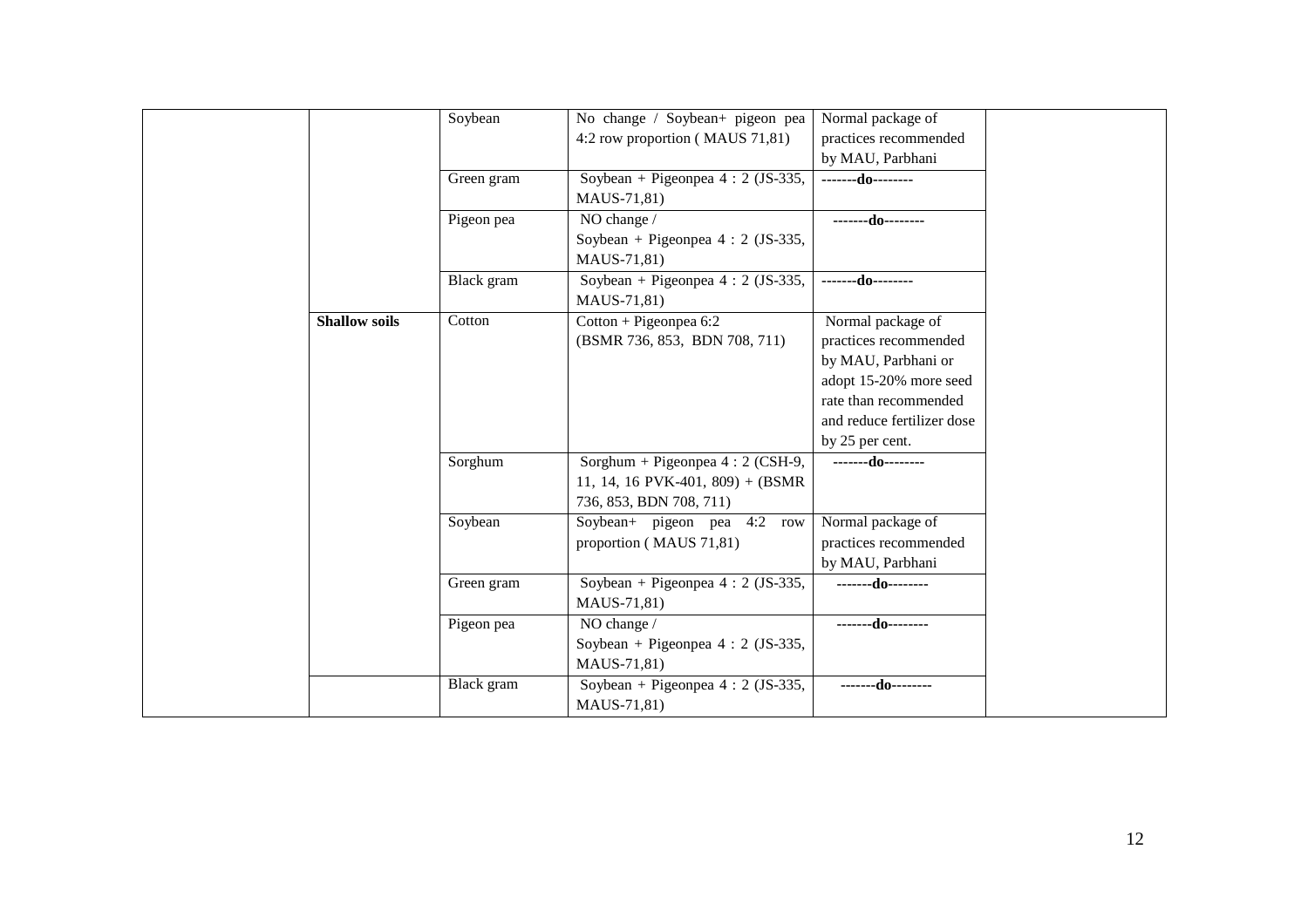| | | | | | |
|---|---|---|---|---|---|
| | | Soybean | No change / Soybean+ pigeon pea 4:2 row proportion ( MAUS 71,81) | Normal package of practices recommended by MAU, Parbhani | |
| | | Green gram | Soybean + Pigeonpea 4 : 2 (JS-335, MAUS-71,81) | -------**do**-------- | |
| | | Pigeon pea | NO change / Soybean + Pigeonpea 4 : 2 (JS-335, MAUS-71,81) | -------**do**-------- | |
| | | Black gram | Soybean + Pigeonpea 4 : 2 (JS-335, MAUS-71,81) | -------**do**-------- | |
| | **Shallow soils** | Cotton | Cotton + Pigeonpea 6:2 (BSMR 736, 853, BDN 708, 711) | Normal package of practices recommended by MAU, Parbhani or adopt 15-20% more seed rate than recommended and reduce fertilizer dose by 25 per cent. | |
| | | Sorghum | Sorghum + Pigeonpea 4 : 2 (CSH-9, 11, 14, 16 PVK-401, 809) + (BSMR 736, 853, BDN 708, 711) | -------**do**-------- | |
| | | Soybean | Soybean+ pigeon pea 4:2 row proportion ( MAUS 71,81) | Normal package of practices recommended by MAU, Parbhani | |
| | | Green gram | Soybean + Pigeonpea 4 : 2 (JS-335, MAUS-71,81) | -------**do**-------- | |
| | | Pigeon pea | NO change / Soybean + Pigeonpea 4 : 2 (JS-335, MAUS-71,81) | -------**do**-------- | |
| | | Black gram | Soybean + Pigeonpea 4 : 2 (JS-335, MAUS-71,81) | -------**do**-------- | |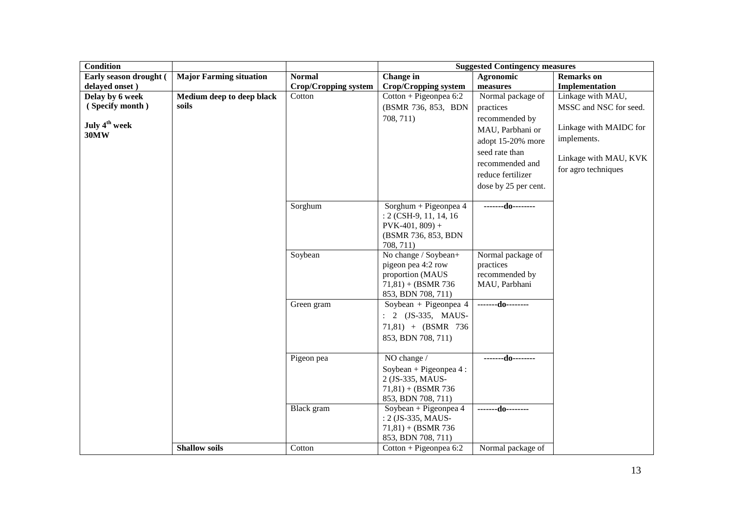| Condition | | | Suggested Contingency measures | | |
|---|---|---|---|---|---|
| **Early season drought ( delayed onset )** | **Major Farming situation** | **Normal Crop/Cropping system** | **Change in Crop/Cropping system** | **Agronomic measures** | **Remarks on Implementation** |
| **Delay by 6 week ( Specify month )** **July 4th week 30MW** | **Medium deep to deep black soils** | Cotton | Cotton + Pigeonpea 6:2 (BSMR 736, 853, BDN 708, 711) | Normal package of practices recommended by MAU, Parbhani or adopt 15-20% more seed rate than recommended and reduce fertilizer dose by 25 per cent. | Linkage with MAU, MSSC and NSC for seed. Linkage with MAIDC for implements. Linkage with MAU, KVK for agro techniques |
| | | Sorghum | Sorghum + Pigeonpea 4 : 2 (CSH-9, 11, 14, 16 PVK-401, 809) + (BSMR 736, 853, BDN 708, 711) | -------do-------- | |
| | | Soybean | No change / Soybean+ pigeon pea 4:2 row proportion (MAUS 71,81) + (BSMR 736 853, BDN 708, 711) | Normal package of practices recommended by MAU, Parbhani | |
| | | Green gram | Soybean + Pigeonpea 4 : 2 (JS-335, MAUS-71,81) + (BSMR 736 853, BDN 708, 711) | -------do-------- | |
| | | Pigeon pea | NO change / Soybean + Pigeonpea 4 : 2 (JS-335, MAUS-71,81) + (BSMR 736 853, BDN 708, 711) | -------do-------- | |
| | | Black gram | Soybean + Pigeonpea 4 : 2 (JS-335, MAUS-71,81) + (BSMR 736 853, BDN 708, 711) | -------do-------- | |
| | **Shallow soils** | Cotton | Cotton + Pigeonpea 6:2 | Normal package of | |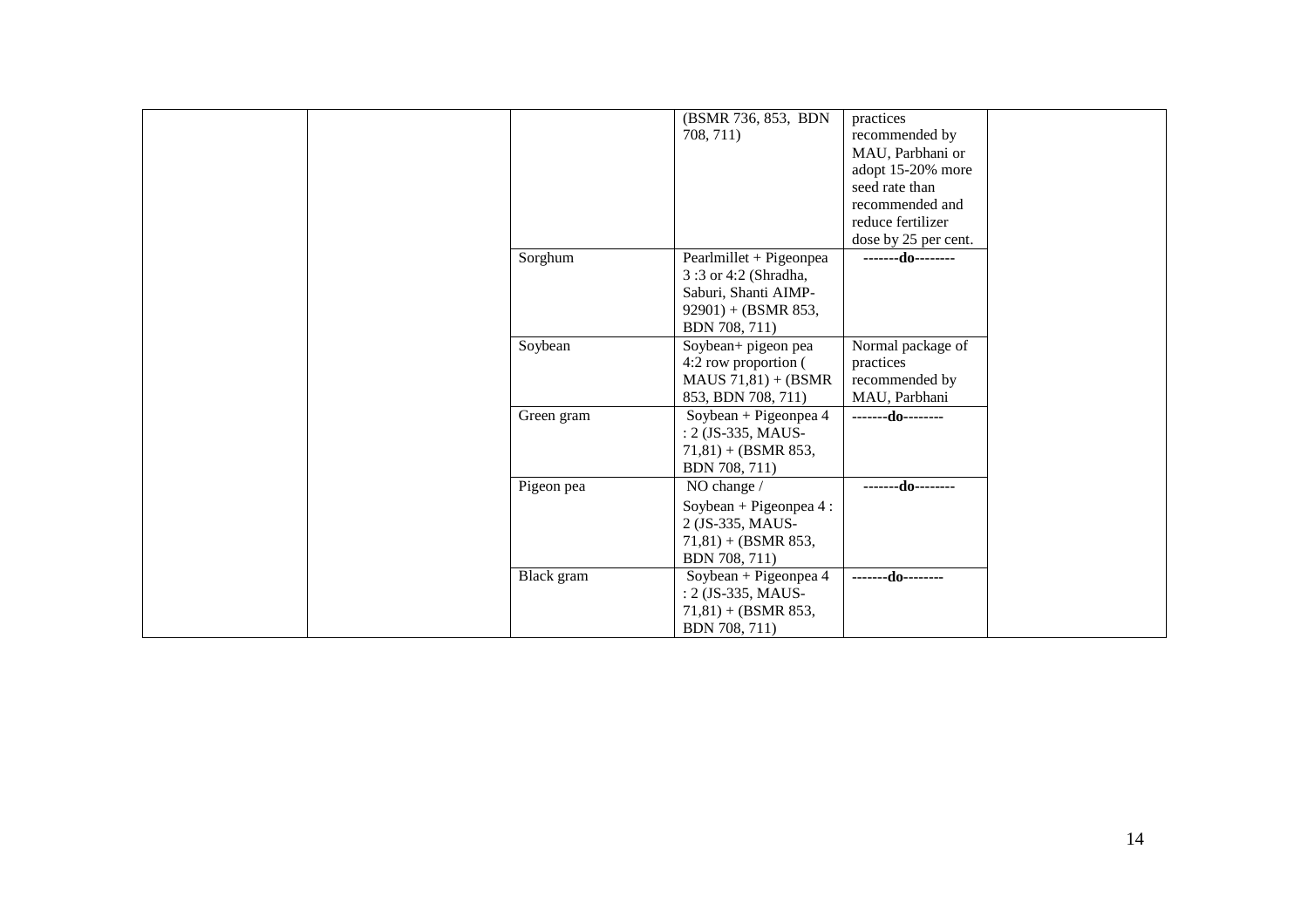| | | | | | |
|---|---|---|---|---|---|
| | | | (BSMR 736, 853, BDN 708, 711) | practices recommended by MAU, Parbhani or adopt 15-20% more seed rate than recommended and reduce fertilizer dose by 25 per cent. | |
| | | Sorghum | Pearlmillet + Pigeonpea 3 :3 or 4:2 (Shradha, Saburi, Shanti AIMP-92901) + (BSMR 853, BDN 708, 711) | -------**do**-------- | |
| | | Soybean | Soybean+ pigeon pea 4:2 row proportion ( MAUS 71,81) + (BSMR 853, BDN 708, 711) | Normal package of practices recommended by MAU, Parbhani | |
| | | Green gram | Soybean + Pigeonpea 4 : 2 (JS-335, MAUS-71,81) + (BSMR 853, BDN 708, 711) | -------**do**-------- | |
| | | Pigeon pea | NO change / Soybean + Pigeonpea 4 : 2 (JS-335, MAUS-71,81) + (BSMR 853, BDN 708, 711) | -------**do**-------- | |
| | | Black gram | Soybean + Pigeonpea 4 : 2 (JS-335, MAUS-71,81) + (BSMR 853, BDN 708, 711) | -------**do**-------- | |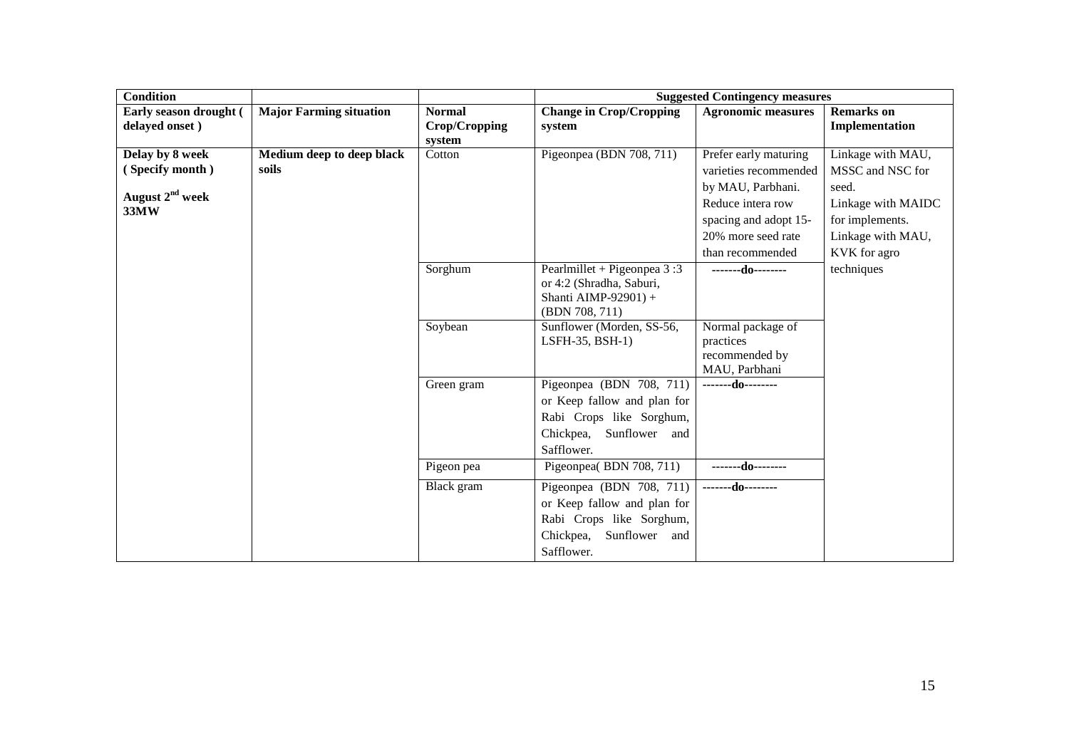| Condition | | | Suggested Contingency measures | | |
|---|---|---|---|---|---|
| **Early season drought ( delayed onset )** | **Major Farming situation** | **Normal Crop/Cropping system** | **Change in Crop/Cropping system** | **Agronomic measures** | **Remarks on Implementation** |
| **Delay by 8 week ( Specify month )** **August 2nd week 33MW** | **Medium deep to deep black soils** | Cotton | Pigeonpea (BDN 708, 711) | Prefer early maturing varieties recommended by MAU, Parbhani. Reduce intera row spacing and adopt 15-20% more seed rate than recommended | Linkage with MAU, MSSC and NSC for seed. Linkage with MAIDC for implements. Linkage with MAU, KVK for agro techniques |
| | | Sorghum | Pearlmillet + Pigeonpea 3 :3 or 4:2 (Shradha, Saburi, Shanti AIMP-92901) + (BDN 708, 711) | -------do-------- | |
| | | Soybean | Sunflower (Morden, SS-56, LSFH-35, BSH-1) | Normal package of practices recommended by MAU, Parbhani | |
| | | Green gram | Pigeonpea (BDN 708, 711) or Keep fallow and plan for Rabi Crops like Sorghum, Chickpea, Sunflower and Safflower. | -------do-------- | |
| | | Pigeon pea | Pigeonpea( BDN 708, 711) | -------do-------- | |
| | | Black gram | Pigeonpea (BDN 708, 711) or Keep fallow and plan for Rabi Crops like Sorghum, Chickpea, Sunflower and Safflower. | -------do-------- | |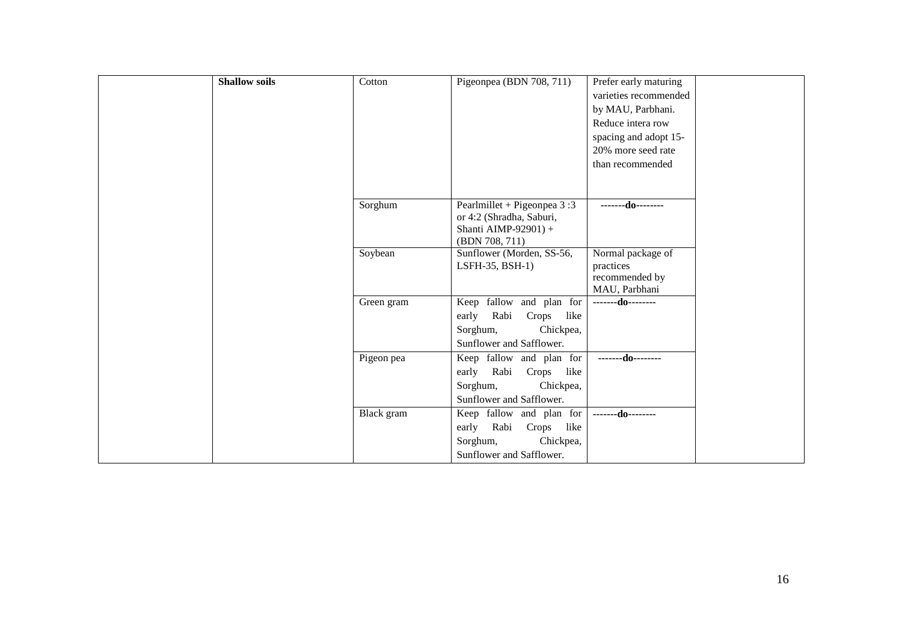| | | | | | |
|---|---|---|---|---|---|
| | **Shallow soils** | Cotton | Pigeonpea (BDN 708, 711) | Prefer early maturing varieties recommended by MAU, Parbhani. Reduce intera row spacing and adopt 15-20% more seed rate than recommended | |
| | | Sorghum | Pearlmillet + Pigeonpea 3 :3 or 4:2 (Shradha, Saburi, Shanti AIMP-92901) + (BDN 708, 711) | -------**do**-------- | |
| | | Soybean | Sunflower (Morden, SS-56, LSFH-35, BSH-1) | Normal package of practices recommended by MAU, Parbhani | |
| | | Green gram | Keep fallow and plan for early Rabi Crops like Sorghum, Chickpea, Sunflower and Safflower. | -------**do**-------- | |
| | | Pigeon pea | Keep fallow and plan for early Rabi Crops like Sorghum, Chickpea, Sunflower and Safflower. | -------**do**-------- | |
| | | Black gram | Keep fallow and plan for early Rabi Crops like Sorghum, Chickpea, Sunflower and Safflower. | -------**do**-------- | |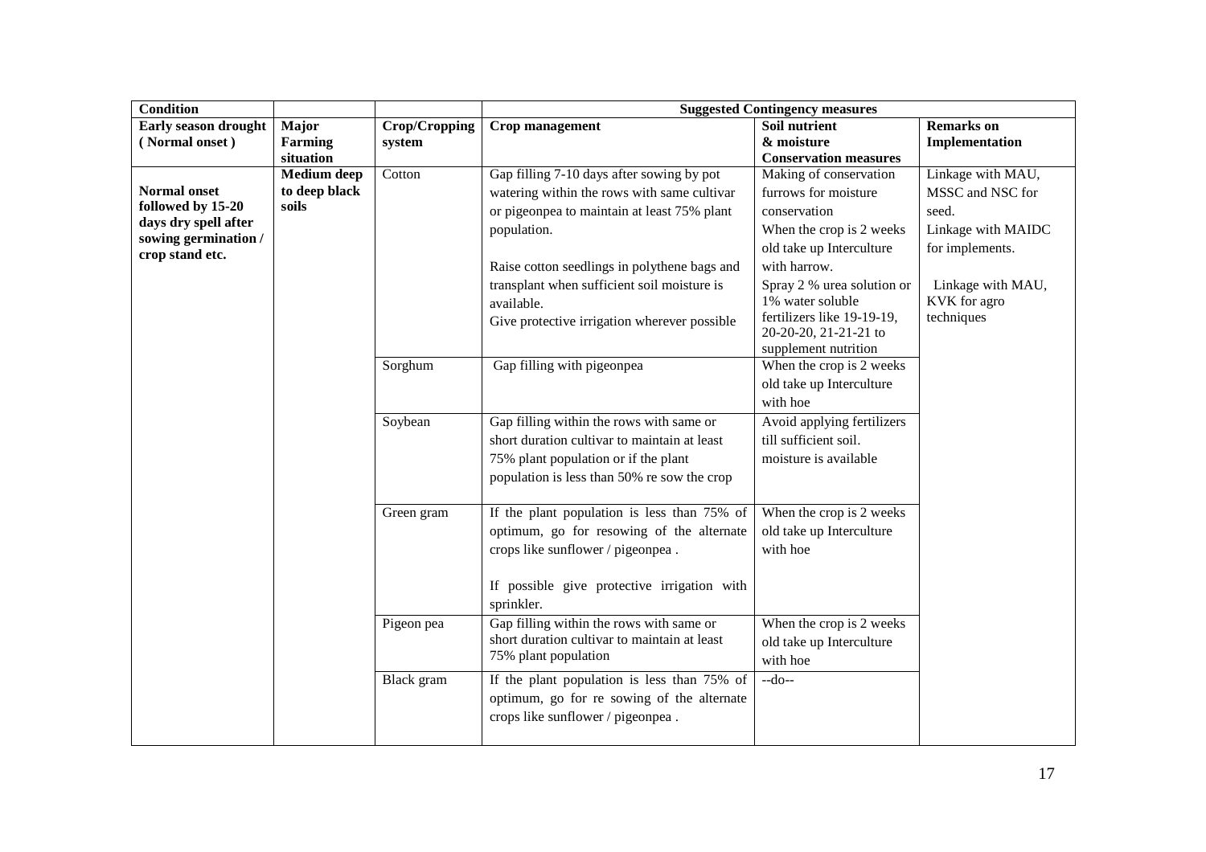| Condition | | | Suggested Contingency measures | | |
|---|---|---|---|---|---|
| **Early season drought ( Normal onset )** | **Major Farming situation** | **Crop/Cropping system** | **Crop management** | **Soil nutrient & moisture Conservation measures** | **Remarks on Implementation** |
| **Normal onset followed by 15-20 days dry spell after sowing germination / crop stand etc.** | **Medium deep to deep black soils** | Cotton | Gap filling 7-10 days after sowing by pot watering within the rows with same cultivar or pigeonpea to maintain at least 75% plant population.<br><br>Raise cotton seedlings in polythene bags and transplant when sufficient soil moisture is available.<br>Give protective irrigation wherever possible | Making of conservation furrows for moisture conservation<br>When the crop is 2 weeks old take up Interculture with harrow.<br>Spray 2 % urea solution or 1% water soluble fertilizers like 19-19-19, 20-20-20, 21-21-21 to supplement nutrition | Linkage with MAU, MSSC and NSC for seed.<br>Linkage with MAIDC for implements.<br><br>Linkage with MAU, KVK for agro techniques |
| | | Sorghum | Gap filling with pigeonpea | When the crop is 2 weeks old take up Interculture with hoe | |
| | | Soybean | Gap filling within the rows with same or short duration cultivar to maintain at least 75% plant population or if the plant population is less than 50% re sow the crop | Avoid applying fertilizers till sufficient soil. moisture is available | |
| | | Green gram | If the plant population is less than 75% of optimum, go for resowing of the alternate crops like sunflower / pigeonpea .<br><br>If possible give protective irrigation with sprinkler. | When the crop is 2 weeks old take up Interculture with hoe | |
| | | Pigeon pea | Gap filling within the rows with same or short duration cultivar to maintain at least 75% plant population | When the crop is 2 weeks old take up Interculture with hoe | |
| | | Black gram | If the plant population is less than 75% of optimum, go for re sowing of the alternate crops like sunflower / pigeonpea . | --do-- | |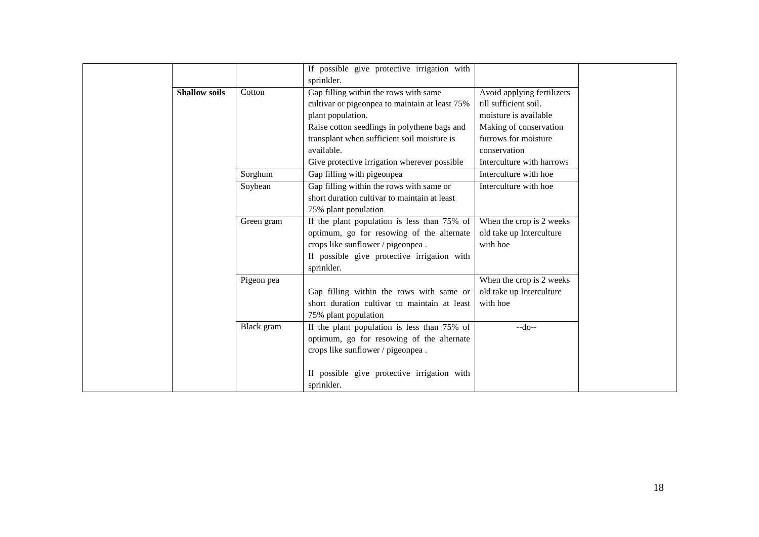| | | | | | |
|---|---|---|---|---|---|
| | | | If possible give protective irrigation with sprinkler. | | |
| | **Shallow soils** | Cotton | Gap filling within the rows with same cultivar or pigeonpea to maintain at least 75% plant population.<br>Raise cotton seedlings in polythene bags and transplant when sufficient soil moisture is available.<br>Give protective irrigation wherever possible | Avoid applying fertilizers till sufficient soil. moisture is available<br>Making of conservation furrows for moisture conservation<br>Interculture with harrows | |
| | | Sorghum | Gap filling with pigeonpea | Interculture with hoe | |
| | | Soybean | Gap filling within the rows with same or short duration cultivar to maintain at least 75% plant population | Interculture with hoe | |
| | | Green gram | If the plant population is less than 75% of optimum, go for resowing of the alternate crops like sunflower / pigeonpea .<br>If possible give protective irrigation with sprinkler. | When the crop is 2 weeks old take up Interculture with hoe | |
| | | Pigeon pea | Gap filling within the rows with same or short duration cultivar to maintain at least 75% plant population | When the crop is 2 weeks old take up Interculture with hoe | |
| | | Black gram | If the plant population is less than 75% of optimum, go for resowing of the alternate crops like sunflower / pigeonpea .<br><br>If possible give protective irrigation with sprinkler. | --do-- | |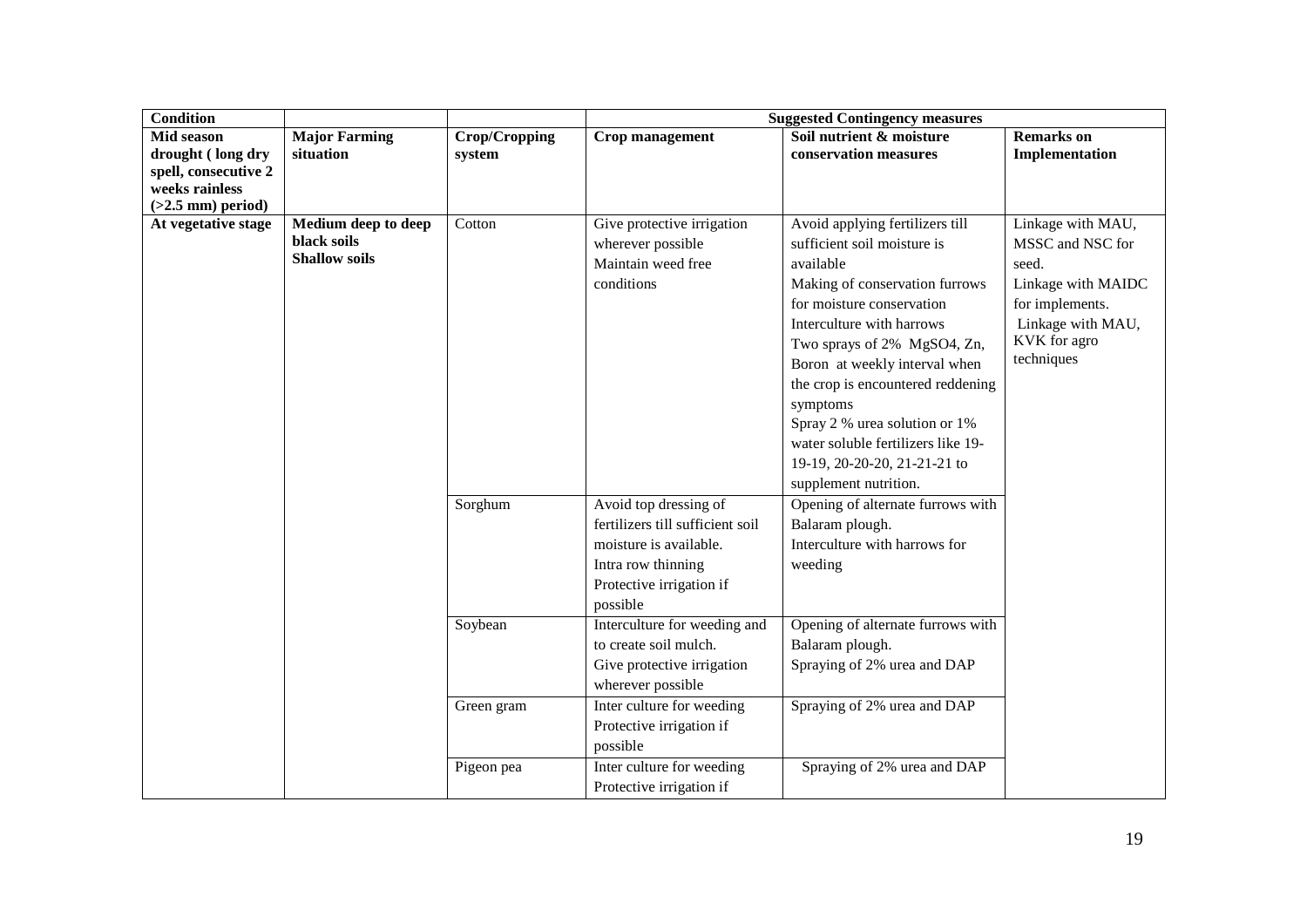| Condition | | | Suggested Contingency measures | | |
|---|---|---|---|---|---|
| **Mid season drought ( long dry spell, consecutive 2 weeks rainless (>2.5 mm) period)** | **Major Farming situation** | **Crop/Cropping system** | **Crop management** | **Soil nutrient & moisture conservation measures** | **Remarks on Implementation** |
| **At vegetative stage** | **Medium deep to deep black soils** **Shallow soils** | Cotton | Give protective irrigation wherever possible Maintain weed free conditions | Avoid applying fertilizers till sufficient soil moisture is available Making of conservation furrows for moisture conservation Interculture with harrows Two sprays of 2% $MgSO_4$, Zn, Boron at weekly interval when the crop is encountered reddening symptoms Spray 2 % urea solution or 1% water soluble fertilizers like 19-19-19, 20-20-20, 21-21-21 to supplement nutrition. | Linkage with MAU, MSSC and NSC for seed. Linkage with MAIDC for implements. Linkage with MAU, KVK for agro techniques |
| | | Sorghum | Avoid top dressing of fertilizers till sufficient soil moisture is available. Intra row thinning Protective irrigation if possible | Opening of alternate furrows with Balaram plough. Interculture with harrows for weeding | |
| | | Soybean | Interculture for weeding and to create soil mulch. Give protective irrigation wherever possible | Opening of alternate furrows with Balaram plough. Spraying of 2% urea and DAP | |
| | | Green gram | Inter culture for weeding Protective irrigation if possible | Spraying of 2% urea and DAP | |
| | | Pigeon pea | Inter culture for weeding Protective irrigation if | Spraying of 2% urea and DAP | |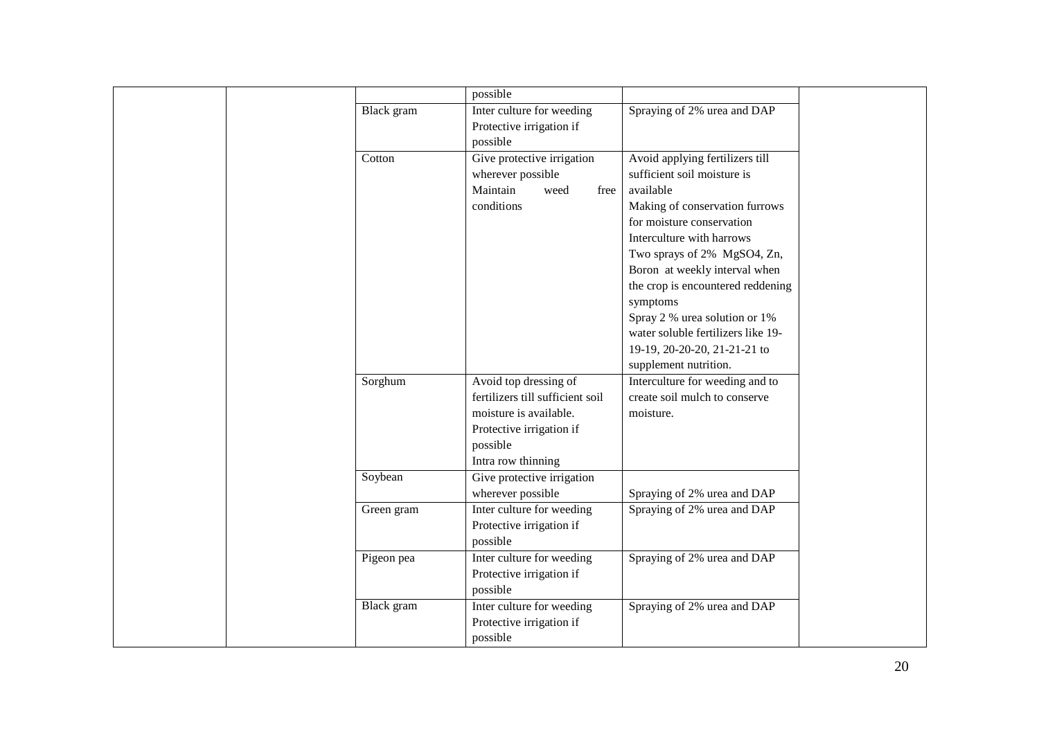| | | | | | |
|---|---|---|---|---|---|
| | | | possible | | |
| | | Black gram | Inter culture for weeding<br>Protective irrigation if possible | Spraying of 2% urea and DAP | |
| | | Cotton | Give protective irrigation wherever possible<br>Maintain weed free conditions | Avoid applying fertilizers till sufficient soil moisture is available<br>Making of conservation furrows for moisture conservation<br>Interculture with harrows<br>Two sprays of 2% $MgSO_4$, Zn, Boron at weekly interval when the crop is encountered reddening symptoms<br>Spray 2 % urea solution or 1% water soluble fertilizers like 19-19-19, 20-20-20, 21-21-21 to supplement nutrition. | |
| | | Sorghum | Avoid top dressing of fertilizers till sufficient soil moisture is available.<br>Protective irrigation if possible<br>Intra row thinning | Interculture for weeding and to create soil mulch to conserve moisture. | |
| | | Soybean | Give protective irrigation wherever possible | Spraying of 2% urea and DAP | |
| | | Green gram | Inter culture for weeding<br>Protective irrigation if possible | Spraying of 2% urea and DAP | |
| | | Pigeon pea | Inter culture for weeding<br>Protective irrigation if possible | Spraying of 2% urea and DAP | |
| | | Black gram | Inter culture for weeding<br>Protective irrigation if possible | Spraying of 2% urea and DAP | |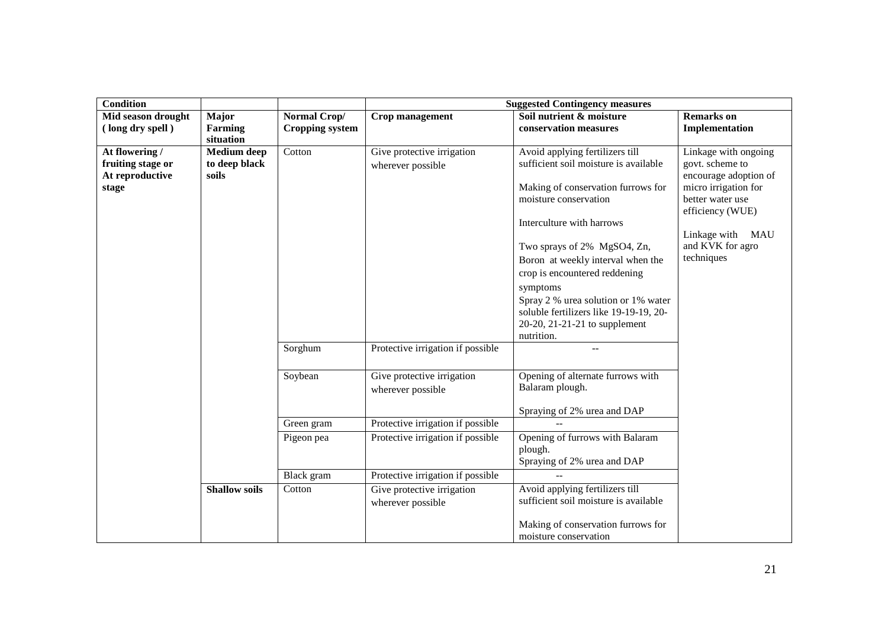| Condition | | | Suggested Contingency measures | | |
|---|---|---|---|---|---|
| **Mid season drought ( long dry spell )** | **Major Farming situation** | **Normal Crop/ Cropping system** | **Crop management** | **Soil nutrient & moisture conservation measures** | **Remarks on Implementation** |
| **At flowering / fruiting stage or At reproductive stage** | **Medium deep to deep black soils** | Cotton | Give protective irrigation wherever possible | Avoid applying fertilizers till sufficient soil moisture is available<br><br>Making of conservation furrows for moisture conservation<br><br>Interculture with harrows<br><br>Two sprays of 2% MgSO4, Zn, Boron at weekly interval when the crop is encountered reddening symptoms<br>Spray 2 % urea solution or 1% water soluble fertilizers like 19-19-19, 20-20-20, 21-21-21 to supplement nutrition. | Linkage with ongoing govt. scheme to encourage adoption of micro irrigation for better water use efficiency (WUE)<br><br>Linkage with MAU and KVK for agro techniques |
| | | Sorghum | Protective irrigation if possible | -- | |
| | | Soybean | Give protective irrigation wherever possible | Opening of alternate furrows with Balaram plough.<br><br>Spraying of 2% urea and DAP | |
| | | Green gram | Protective irrigation if possible | -- | |
| | | Pigeon pea | Protective irrigation if possible | Opening of furrows with Balaram plough.<br>Spraying of 2% urea and DAP | |
| | | Black gram | Protective irrigation if possible | -- | |
| | **Shallow soils** | Cotton | Give protective irrigation wherever possible | Avoid applying fertilizers till sufficient soil moisture is available<br><br>Making of conservation furrows for moisture conservation | |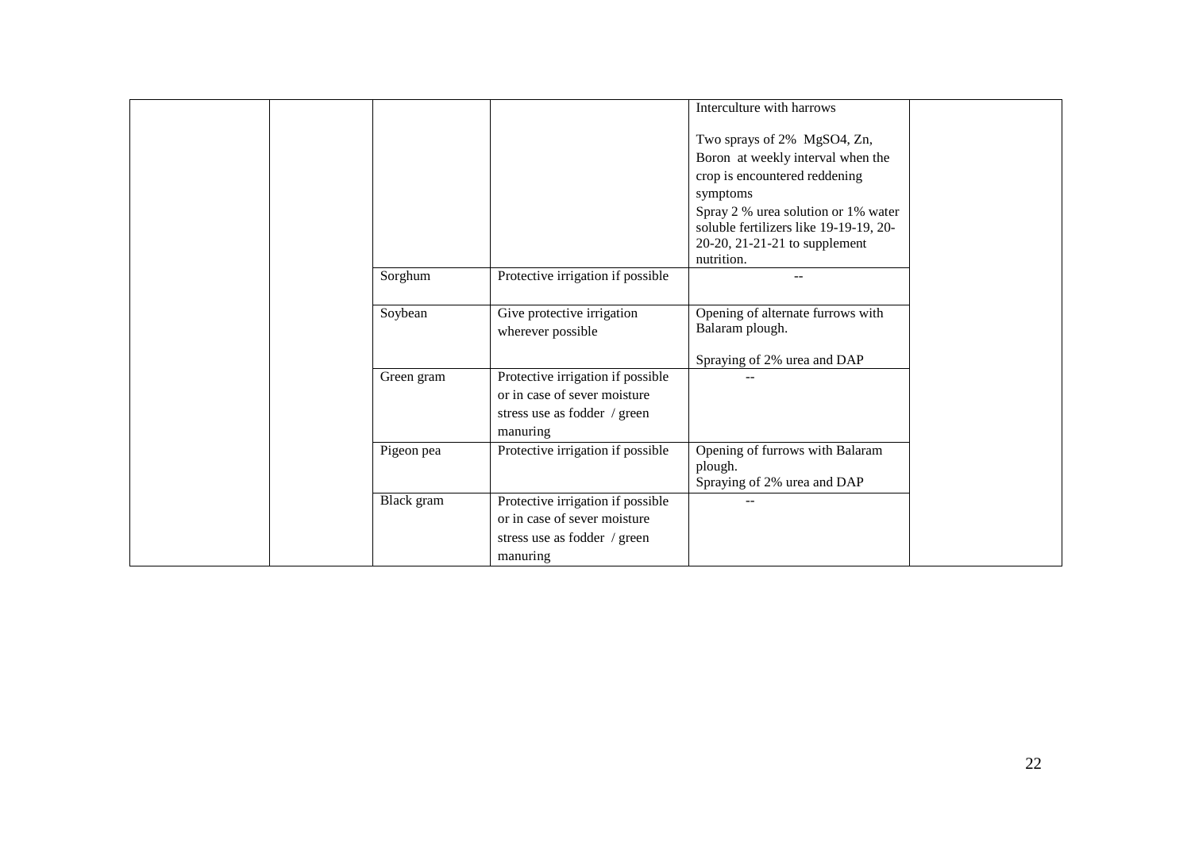|  |  |  |  | Interculture with harrows<br><br>Two sprays of 2% $MgSO_4$, Zn, Boron at weekly interval when the crop is encountered reddening symptoms<br>Spray 2 % urea solution or 1% water soluble fertilizers like 19-19-19, 20-20-20, 21-21-21 to supplement nutrition. |  |
|---|---|---|---|---|---|
|  |  | Sorghum | Protective irrigation if possible | -- |  |
|  |  | Soybean | Give protective irrigation wherever possible | Opening of alternate furrows with Balaram plough.<br><br>Spraying of 2% urea and DAP |  |
|  |  | Green gram | Protective irrigation if possible or in case of sever moisture stress use as fodder / green manuring | -- |  |
|  |  | Pigeon pea | Protective irrigation if possible | Opening of furrows with Balaram plough.<br>Spraying of 2% urea and DAP |  |
|  |  | Black gram | Protective irrigation if possible or in case of sever moisture stress use as fodder / green manuring | -- |  |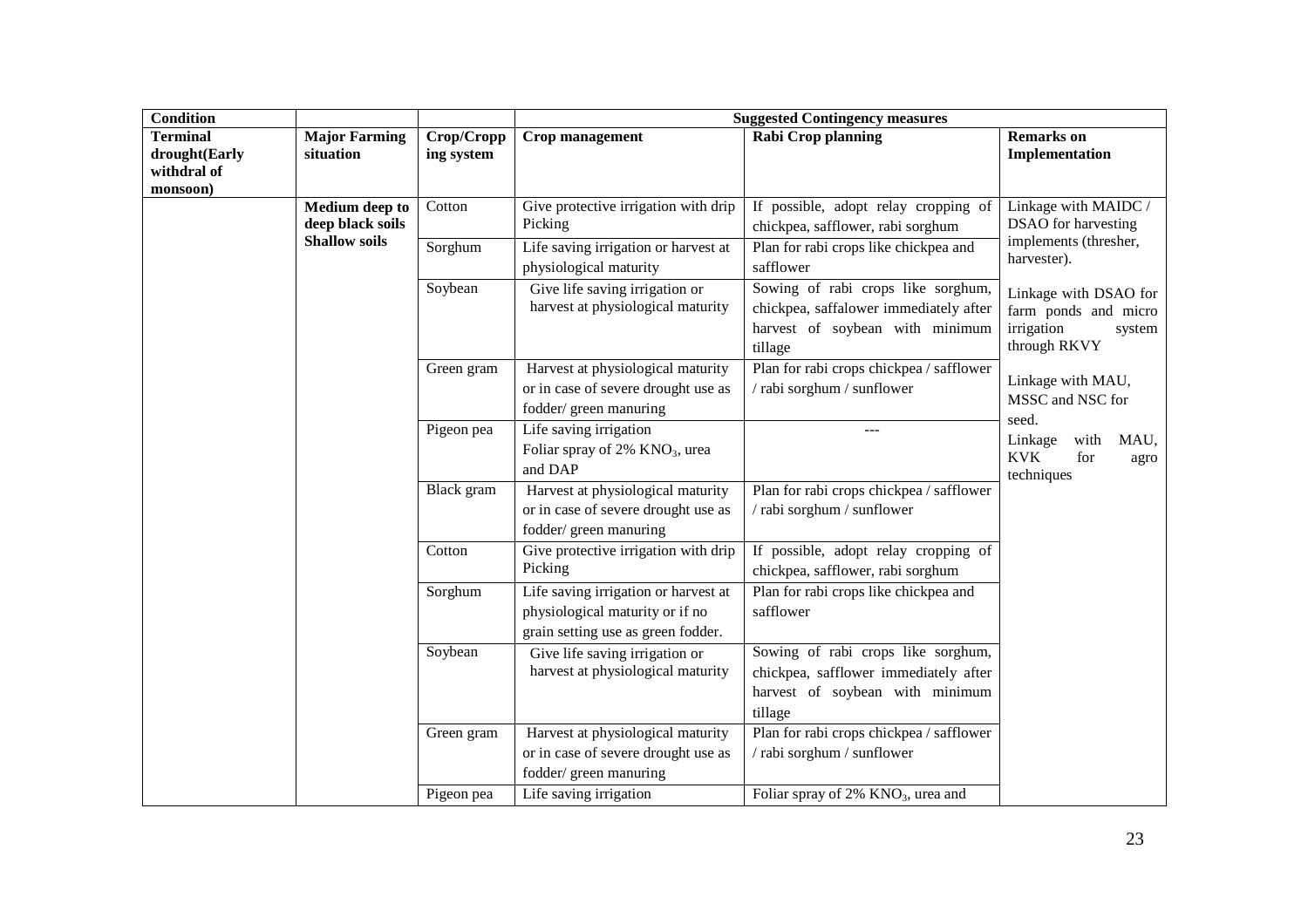| Condition | | | Suggested Contingency measures | | |
|---|---|---|---|---|---|
| Terminal drought(Early withdral of monsoon) | Major Farming situation | Crop/Cropping system | Crop management | Rabi Crop planning | Remarks on Implementation |
| | Medium deep to deep black soils | Cotton | Give protective irrigation with drip Picking | If possible, adopt relay cropping of chickpea, safflower, rabi sorghum | Linkage with MAIDC / DSAO for harvesting implements (thresher, harvester). Linkage with DSAO for farm ponds and micro irrigation system through RKVY Linkage with MAU, MSSC and NSC for seed. Linkage with MAU, KVK for agro techniques |
| | Shallow soils | Sorghum | Life saving irrigation or harvest at physiological maturity | Plan for rabi crops like chickpea and safflower | |
| | | Soybean | Give life saving irrigation or harvest at physiological maturity | Sowing of rabi crops like sorghum, chickpea, saffalower immediately after harvest of soybean with minimum tillage | |
| | | Green gram | Harvest at physiological maturity or in case of severe drought use as fodder/ green manuring | Plan for rabi crops chickpea / safflower / rabi sorghum / sunflower | |
| | | Pigeon pea | Life saving irrigation Foliar spray of 2% $KNO_3$, urea and DAP | --- | |
| | | Black gram | Harvest at physiological maturity or in case of severe drought use as fodder/ green manuring | Plan for rabi crops chickpea / safflower / rabi sorghum / sunflower | |
| | | Cotton | Give protective irrigation with drip Picking | If possible, adopt relay cropping of chickpea, safflower, rabi sorghum | |
| | | Sorghum | Life saving irrigation or harvest at physiological maturity or if no grain setting use as green fodder. | Plan for rabi crops like chickpea and safflower | |
| | | Soybean | Give life saving irrigation or harvest at physiological maturity | Sowing of rabi crops like sorghum, chickpea, safflower immediately after harvest of soybean with minimum tillage | |
| | | Green gram | Harvest at physiological maturity or in case of severe drought use as fodder/ green manuring | Plan for rabi crops chickpea / safflower / rabi sorghum / sunflower | |
| | | Pigeon pea | Life saving irrigation | Foliar spray of 2% $KNO_3$, urea and | |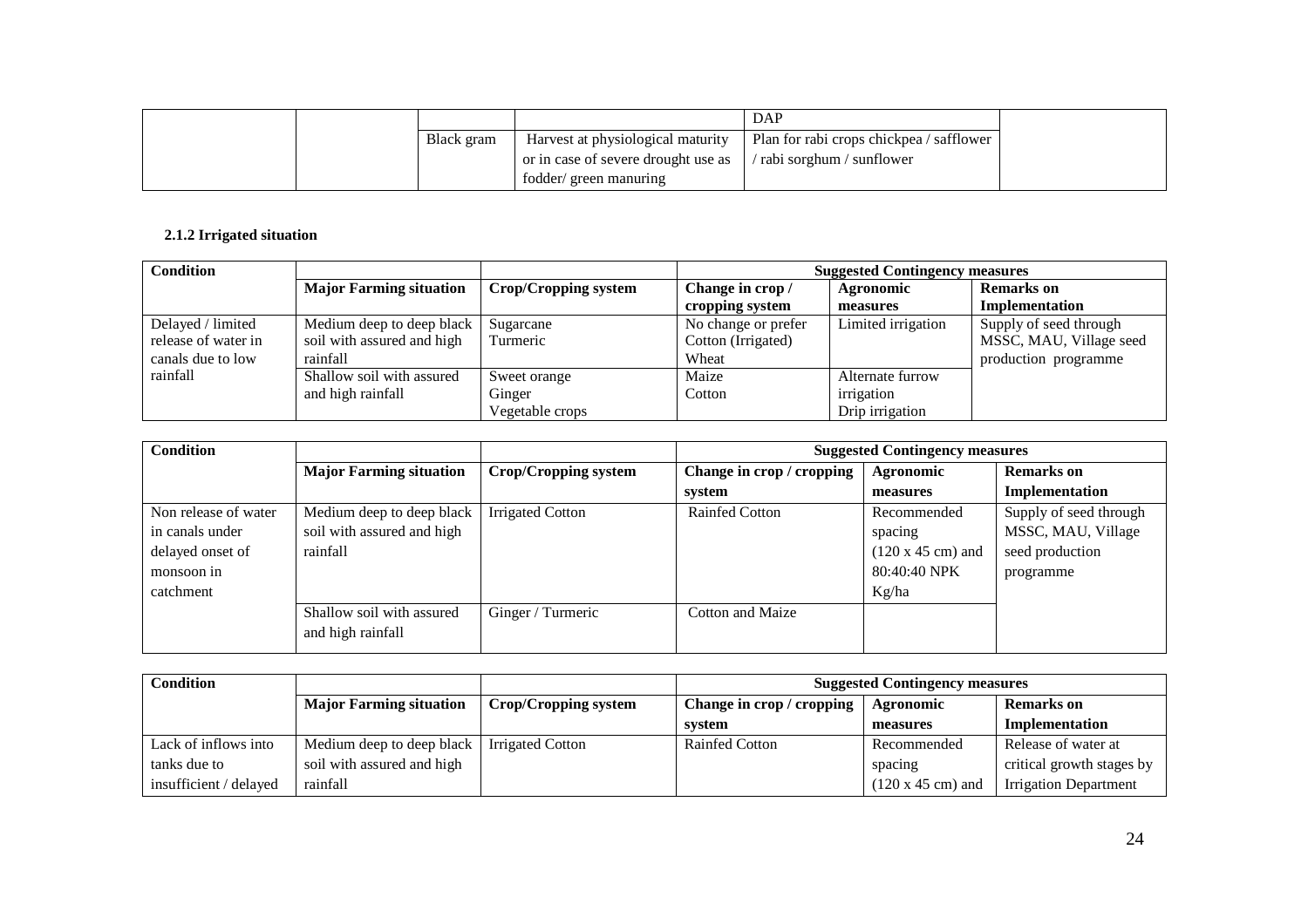| | | | | DAP | |
|---|---|---|---|---|---|
| | | Black gram | Harvest at physiological maturity or in case of severe drought use as fodder/ green manuring | Plan for rabi crops chickpea / safflower / rabi sorghum / sunflower | |

### 2.1.2 Irrigated situation

| Condition | | | Suggested Contingency measures | | |
|---|---|---|---|---|---|
| | Major Farming situation | Crop/Cropping system | Change in crop / cropping system | Agronomic measures | Remarks on Implementation |
| Delayed / limited release of water in canals due to low rainfall | Medium deep to deep black soil with assured and high rainfall | Sugarcane<br>Turmeric | No change or prefer Cotton (Irrigated)<br>Wheat | Limited irrigation | Supply of seed through MSSC, MAU, Village seed production programme |
| | Shallow soil with assured and high rainfall | Sweet orange<br>Ginger<br>Vegetable crops | Maize<br>Cotton | Alternate furrow irrigation<br>Drip irrigation | |

| Condition | | | Suggested Contingency measures | | |
|---|---|---|---|---|---|
| | Major Farming situation | Crop/Cropping system | Change in crop / cropping system | Agronomic measures | Remarks on Implementation |
| Non release of water in canals under delayed onset of monsoon in catchment | Medium deep to deep black soil with assured and high rainfall | Irrigated Cotton | Rainfed Cotton | Recommended spacing (120 x 45 cm) and 80:40:40 NPK Kg/ha | Supply of seed through MSSC, MAU, Village seed production programme |
| | Shallow soil with assured and high rainfall | Ginger / Turmeric | Cotton and Maize | | |

| Condition | | | Suggested Contingency measures | | |
|---|---|---|---|---|---|
| | Major Farming situation | Crop/Cropping system | Change in crop / cropping system | Agronomic measures | Remarks on Implementation |
| Lack of inflows into tanks due to insufficient / delayed | Medium deep to deep black soil with assured and high rainfall | Irrigated Cotton | Rainfed Cotton | Recommended spacing (120 x 45 cm) and | Release of water at critical growth stages by Irrigation Department |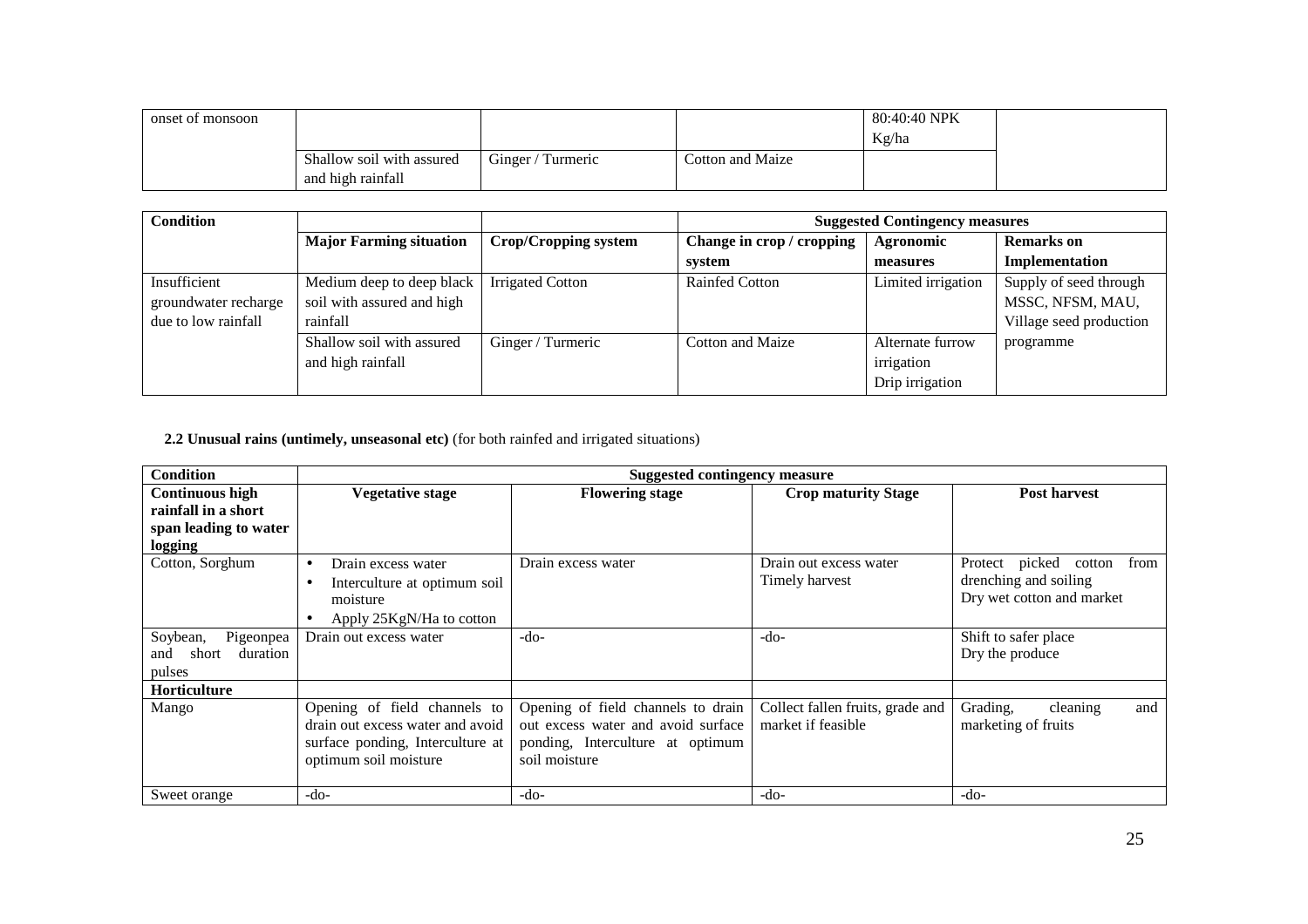| | | | | | |
|---|---|---|---|---|---|
| onset of monsoon | | | | 80:40:40 NPK Kg/ha | |
| | Shallow soil with assured and high rainfall | Ginger / Turmeric | Cotton and Maize | | |

| Condition | | | Suggested Contingency measures | | |
|---|---|---|---|---|---|
| | Major Farming situation | Crop/Cropping system | Change in crop / cropping system | Agronomic measures | Remarks on Implementation |
| Insufficient groundwater recharge due to low rainfall | Medium deep to deep black soil with assured and high rainfall | Irrigated Cotton | Rainfed Cotton | Limited irrigation | Supply of seed through MSSC, NFSM, MAU, Village seed production programme |
| | Shallow soil with assured and high rainfall | Ginger / Turmeric | Cotton and Maize | Alternate furrow irrigation<br>Drip irrigation | |

**2.2 Unusual rains (untimely, unseasonal etc)** (for both rainfed and irrigated situations)

| Condition | Suggested contingency measure | | | |
|---|---|---|---|---|
| **Continuous high rainfall in a short span leading to water logging** | **Vegetative stage** | **Flowering stage** | **Crop maturity Stage** | **Post harvest** |
| Cotton, Sorghum | • Drain excess water<br>• Interculture at optimum soil moisture<br>• Apply 25KgN/Ha to cotton | Drain excess water | Drain out excess water<br>Timely harvest | Protect picked cotton from drenching and soiling<br>Dry wet cotton and market |
| Soybean, Pigeonpea and short duration pulses | Drain out excess water | -do- | -do- | Shift to safer place<br>Dry the produce |
| **Horticulture** | | | | |
| Mango | Opening of field channels to drain out excess water and avoid surface ponding, Interculture at optimum soil moisture | Opening of field channels to drain out excess water and avoid surface ponding, Interculture at optimum soil moisture | Collect fallen fruits, grade and market if feasible | Grading, cleaning and marketing of fruits |
| Sweet orange | -do- | -do- | -do- | -do- |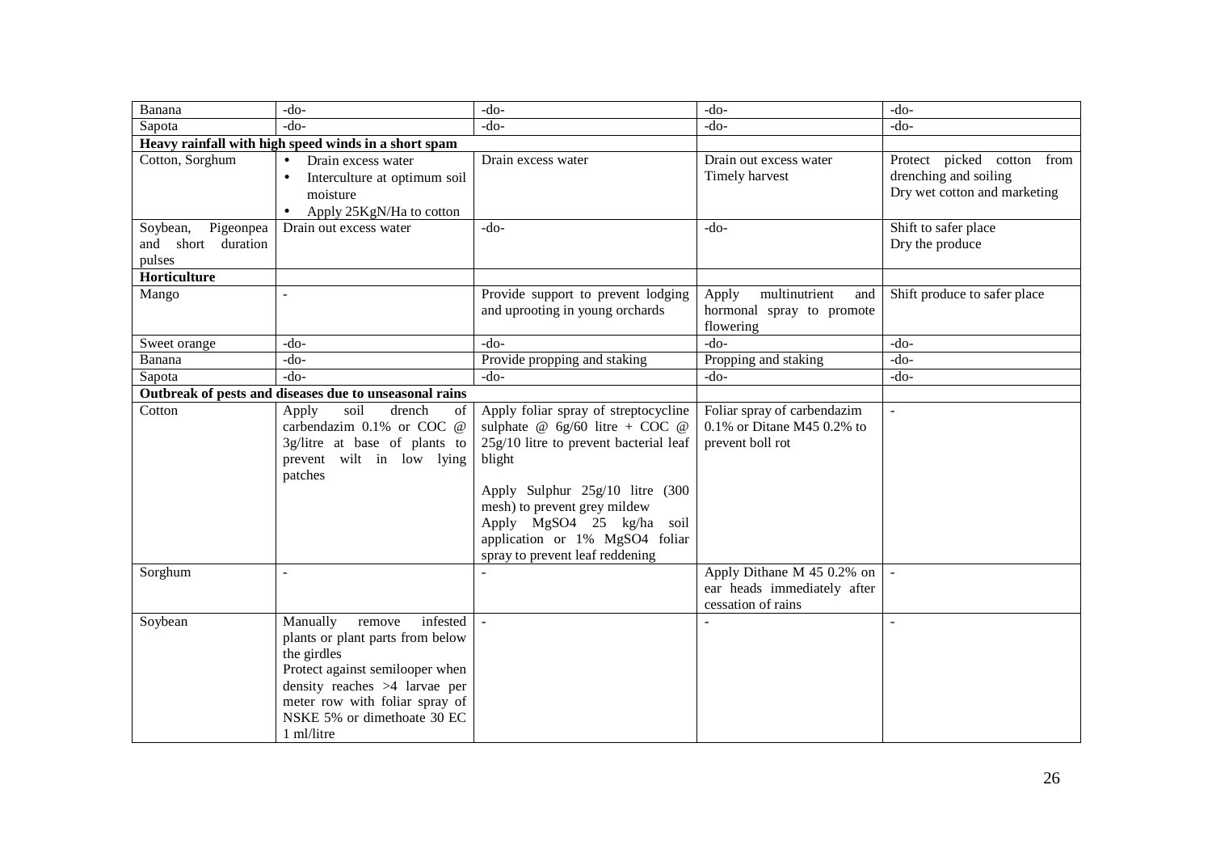| Banana | -do- | -do- | -do- | -do- |
|---|---|---|---|---|
| Sapota | -do- | -do- | -do- | -do- |
| **Heavy rainfall with high speed winds in a short spam** | | | | |
| Cotton, Sorghum | • Drain excess water<br>• Interculture at optimum soil moisture<br>• Apply 25KgN/Ha to cotton | Drain excess water | Drain out excess water<br>Timely harvest | Protect picked cotton from drenching and soiling<br>Dry wet cotton and marketing |
| Soybean, Pigeonpea and short duration pulses | Drain out excess water | -do- | -do- | Shift to safer place<br>Dry the produce |
| **Horticulture** | | | | |
| Mango | - | Provide support to prevent lodging and uprooting in young orchards | Apply multinutrient and hormonal spray to promote flowering | Shift produce to safer place |
| Sweet orange | -do- | -do- | -do- | -do- |
| Banana | -do- | Provide propping and staking | Propping and staking | -do- |
| Sapota | -do- | -do- | -do- | -do- |
| **Outbreak of pests and diseases due to unseasonal rains** | | | | |
| Cotton | Apply soil drench of carbendazim 0.1% or COC @ 3g/litre at base of plants to prevent wilt in low lying patches | Apply foliar spray of streptocycline sulphate @ 6g/60 litre + COC @ 25g/10 litre to prevent bacterial leaf blight<br><br>Apply Sulphur 25g/10 litre (300 mesh) to prevent grey mildew<br>Apply MgSO4 25 kg/ha soil application or 1% MgSO4 foliar spray to prevent leaf reddening | Foliar spray of carbendazim 0.1% or Ditane M45 0.2% to prevent boll rot | - |
| Sorghum | - | - | Apply Dithane M 45 0.2% on ear heads immediately after cessation of rains | - |
| Soybean | Manually remove infested plants or plant parts from below the girdles<br>Protect against semilooper when density reaches >4 larvae per meter row with foliar spray of NSKE 5% or dimethoate 30 EC 1 ml/litre | - | - | - |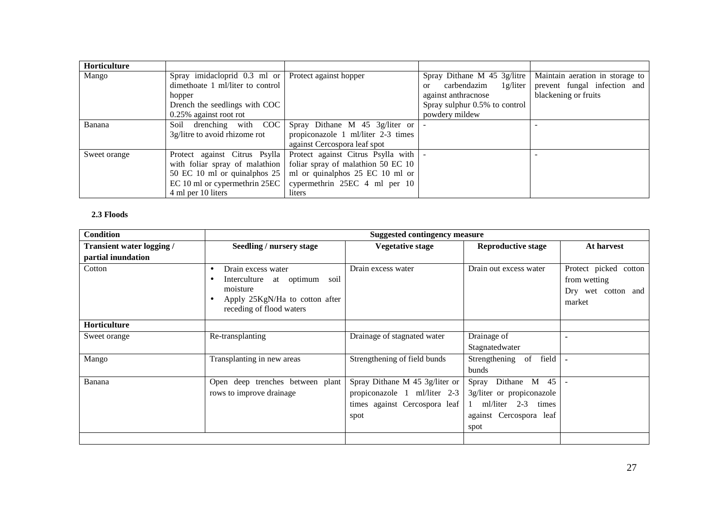| Horticulture | | | | |
|---|---|---|---|---|
| Mango | Spray imidacloprid 0.3 ml or dimethoate 1 ml/liter to control hopper<br>Drench the seedlings with COC 0.25% against root rot | Protect against hopper | Spray Dithane M 45 3g/litre or carbendazim 1g/liter against anthracnose<br>Spray sulphur 0.5% to control powdery mildew | Maintain aeration in storage to prevent fungal infection and blackening or fruits |
| Banana | Soil drenching with COC 3g/litre to avoid rhizome rot | Spray Dithane M 45 3g/liter or propiconazole 1 ml/liter 2-3 times against Cercospora leaf spot | - | - |
| Sweet orange | Protect against Citrus Psylla with foliar spray of malathion 50 EC 10 ml or quinalphos 25 EC 10 ml or cypermethrin 25EC 4 ml per 10 liters | Protect against Citrus Psylla with foliar spray of malathion 50 EC 10 ml or quinalphos 25 EC 10 ml or cypermethrin 25EC 4 ml per 10 liters | - | - |

**2.3 Floods**

| Condition | Suggested contingency measure | | | |
|---|---|---|---|---|
| **Transient water logging / partial inundation** | **Seedling / nursery stage** | **Vegetative stage** | **Reproductive stage** | **At harvest** |
| Cotton | • Drain excess water<br>• Interculture at optimum soil moisture<br>• Apply 25KgN/Ha to cotton after receding of flood waters | Drain excess water | Drain out excess water | Protect picked cotton from wetting<br>Dry wet cotton and market |
| **Horticulture** | | | | |
| Sweet orange | Re-transplanting | Drainage of stagnated water | Drainage of Stagnatedwater | - |
| Mango | Transplanting in new areas | Strengthening of field bunds | Strengthening of field bunds | - |
| Banana | Open deep trenches between plant rows to improve drainage | Spray Dithane M 45 3g/liter or propiconazole 1 ml/liter 2-3 times against Cercospora leaf spot | Spray Dithane M 45 3g/liter or propiconazole 1 ml/liter 2-3 times against Cercospora leaf spot | - |
| | | | | |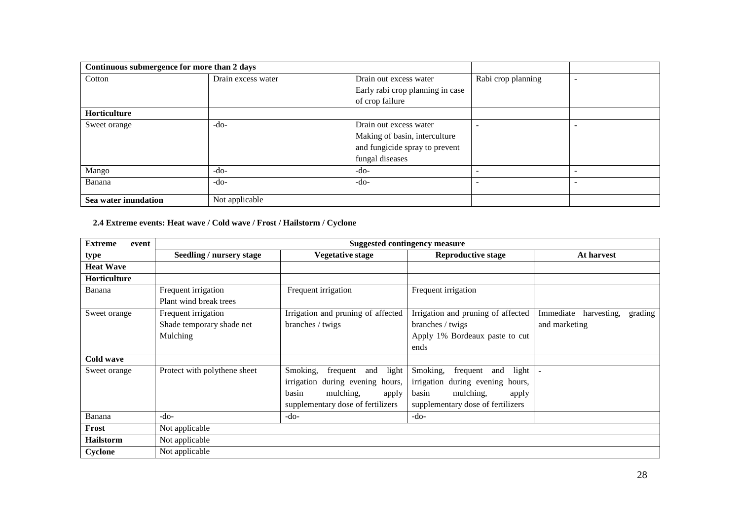| Continuous submergence for more than 2 days | | | | |
|---|---|---|---|---|
| Cotton | Drain excess water | Drain out excess water<br>Early rabi crop planning in case of crop failure | Rabi crop planning | - |
| **Horticulture** | | | | |
| Sweet orange | -do- | Drain out excess water<br>Making of basin, interculture and fungicide spray to prevent fungal diseases | - | - |
| Mango | -do- | -do- | - | - |
| Banana | -do- | -do- | - | - |
| **Sea water inundation** | Not applicable | | | |

**2.4 Extreme events: Heat wave / Cold wave / Frost / Hailstorm / Cyclone**

| Extreme event type | Suggested contingency measure | | | |
|---|---|---|---|---|
| | **Seedling / nursery stage** | **Vegetative stage** | **Reproductive stage** | **At harvest** |
| **Heat Wave** | | | | |
| **Horticulture** | | | | |
| Banana | Frequent irrigation<br>Plant wind break trees | Frequent irrigation | Frequent irrigation | |
| Sweet orange | Frequent irrigation<br>Shade temporary shade net<br>Mulching | Irrigation and pruning of affected branches / twigs | Irrigation and pruning of affected branches / twigs<br>Apply 1% Bordeaux paste to cut ends | Immediate harvesting, grading and marketing |
| **Cold wave** | | | | |
| Sweet orange | Protect with polythene sheet | Smoking, frequent and light irrigation during evening hours, basin mulching, apply supplementary dose of fertilizers | Smoking, frequent and light irrigation during evening hours, basin mulching, apply supplementary dose of fertilizers | - |
| Banana | -do- | -do- | -do- | |
| **Frost** | Not applicable | | | |
| **Hailstorm** | Not applicable | | | |
| **Cyclone** | Not applicable | | | |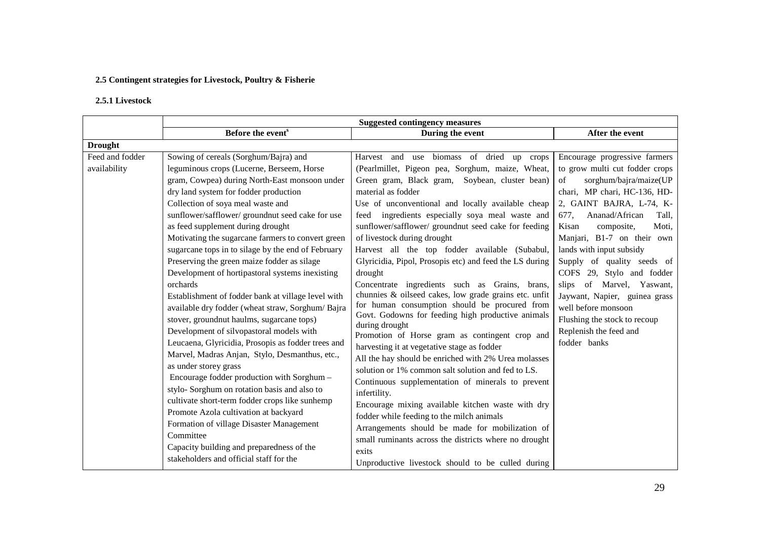**2.5 Contingent strategies for Livestock, Poultry & Fisherie**

**2.5.1 Livestock**

| | Suggested contingency measures | | |
|---|---|---|---|
| | **Before the event[s]** | **During the event** | **After the event** |
| **Drought** | | | |
| Feed and fodder availability | Sowing of cereals (Sorghum/Bajra) and leguminous crops (Lucerne, Berseem, Horse gram, Cowpea) during North-East monsoon under dry land system for fodder production<br>Collection of soya meal waste and sunflower/safflower/ groundnut seed cake for use as feed supplement during drought<br>Motivating the sugarcane farmers to convert green sugarcane tops in to silage by the end of February<br>Preserving the green maize fodder as silage<br>Development of hortipastoral systems inexisting orchards<br>Establishment of fodder bank at village level with available dry fodder (wheat straw, Sorghum/ Bajra stover, groundnut haulms, sugarcane tops)<br>Development of silvopastoral models with Leucaena, Glyricidia, Prosopis as fodder trees and Marvel, Madras Anjan, Stylo, Desmanthus, etc., as under storey grass<br>Encourage fodder production with Sorghum – stylo- Sorghum on rotation basis and also to cultivate short-term fodder crops like sunhemp<br>Promote Azola cultivation at backyard<br>Formation of village Disaster Management Committee<br>Capacity building and preparedness of the stakeholders and official staff for the | Harvest and use biomass of dried up crops (Pearlmillet, Pigeon pea, Sorghum, maize, Wheat, Green gram, Black gram, Soybean, cluster bean) material as fodder<br>Use of unconventional and locally available cheap feed ingredients especially soya meal waste and sunflower/safflower/ groundnut seed cake for feeding of livestock during drought<br>Harvest all the top fodder available (Subabul, Glyricidia, Pipol, Prosopis etc) and feed the LS during drought<br>Concentrate ingredients such as Grains, brans, chunnies & oilseed cakes, low grade grains etc. unfit for human consumption should be procured from Govt. Godowns for feeding high productive animals during drought<br>Promotion of Horse gram as contingent crop and harvesting it at vegetative stage as fodder<br>All the hay should be enriched with 2% Urea molasses solution or 1% common salt solution and fed to LS.<br>Continuous supplementation of minerals to prevent infertility.<br>Encourage mixing available kitchen waste with dry fodder while feeding to the milch animals<br>Arrangements should be made for mobilization of small ruminants across the districts where no drought exits<br>Unproductive livestock should to be culled during | Encourage progressive farmers to grow multi cut fodder crops of sorghum/bajra/maize(UP chari, MP chari, HC-136, HD-2, GAINT BAJRA, L-74, K-677, Ananad/African Tall, Kisan composite, Moti, Manjari, B1-7 on their own lands with input subsidy<br>Supply of quality seeds of COFS 29, Stylo and fodder slips of Marvel, Yaswant, Jaywant, Napier, guinea grass well before monsoon<br>Flushing the stock to recoup<br>Replenish the feed and fodder banks |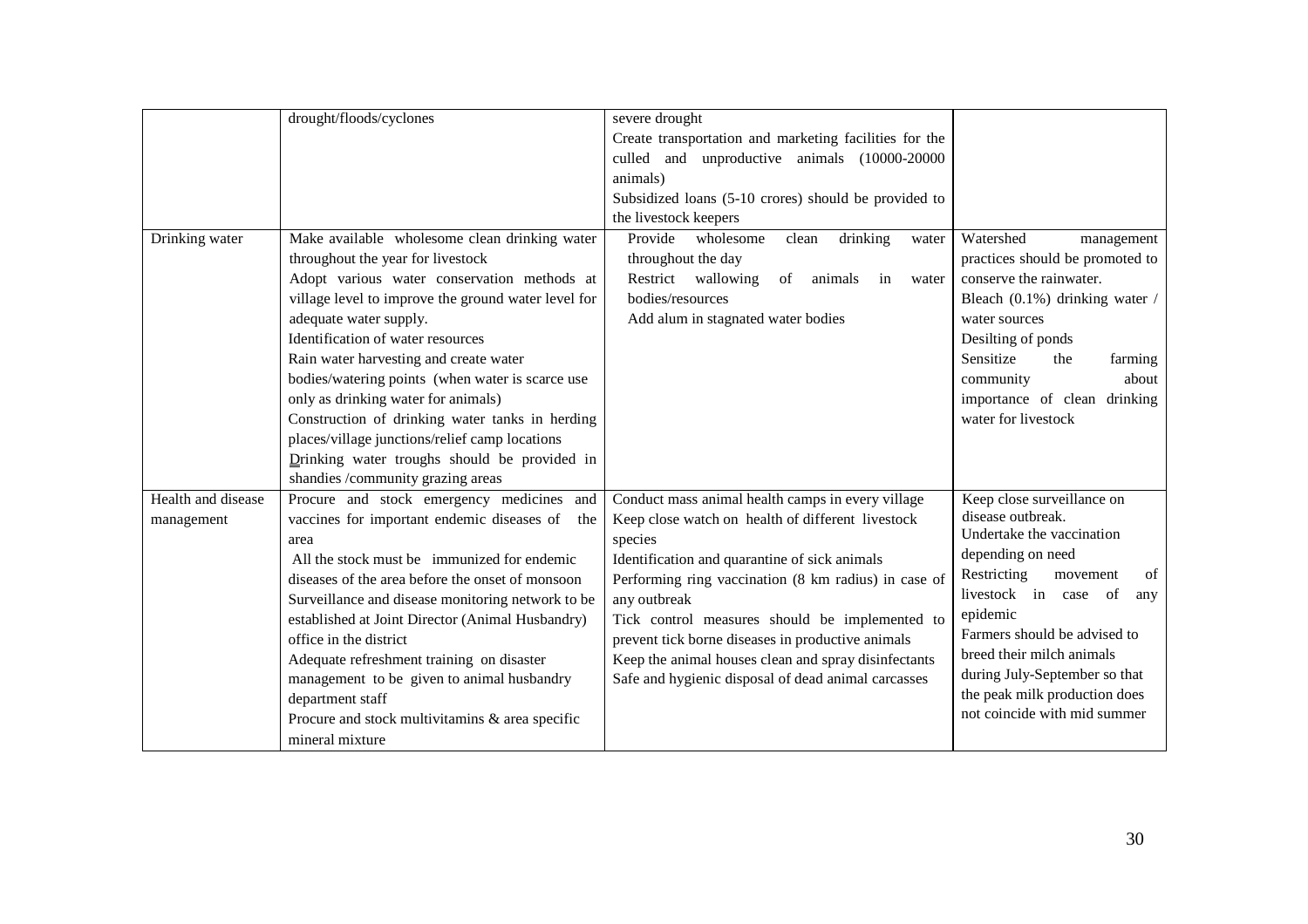| | | | |
|---|---|---|---|
| | drought/floods/cyclones | severe drought<br>Create transportation and marketing facilities for the culled and unproductive animals (10000-20000 animals)<br>Subsidized loans (5-10 crores) should be provided to the livestock keepers | |
| Drinking water | Make available wholesome clean drinking water throughout the year for livestock<br>Adopt various water conservation methods at village level to improve the ground water level for adequate water supply.<br>Identification of water resources<br>Rain water harvesting and create water bodies/watering points (when water is scarce use only as drinking water for animals)<br>Construction of drinking water tanks in herding places/village junctions/relief camp locations<br>Drinking water troughs should be provided in shandies /community grazing areas | Provide wholesome clean drinking water throughout the day<br>Restrict wallowing of animals in water bodies/resources<br>Add alum in stagnated water bodies | Watershed management practices should be promoted to conserve the rainwater.<br>Bleach (0.1%) drinking water / water sources<br>Desilting of ponds<br>Sensitize the farming community about importance of clean drinking water for livestock |
| Health and disease management | Procure and stock emergency medicines and vaccines for important endemic diseases of the area<br>All the stock must be immunized for endemic diseases of the area before the onset of monsoon<br>Surveillance and disease monitoring network to be established at Joint Director (Animal Husbandry) office in the district<br>Adequate refreshment training on disaster management to be given to animal husbandry department staff<br>Procure and stock multivitamins & area specific mineral mixture | Conduct mass animal health camps in every village<br>Keep close watch on health of different livestock species<br>Identification and quarantine of sick animals<br>Performing ring vaccination (8 km radius) in case of any outbreak<br>Tick control measures should be implemented to prevent tick borne diseases in productive animals<br>Keep the animal houses clean and spray disinfectants<br>Safe and hygienic disposal of dead animal carcasses | Keep close surveillance on disease outbreak.<br>Undertake the vaccination depending on need<br>Restricting movement of livestock in case of any epidemic<br>Farmers should be advised to breed their milch animals during July-September so that the peak milk production does not coincide with mid summer |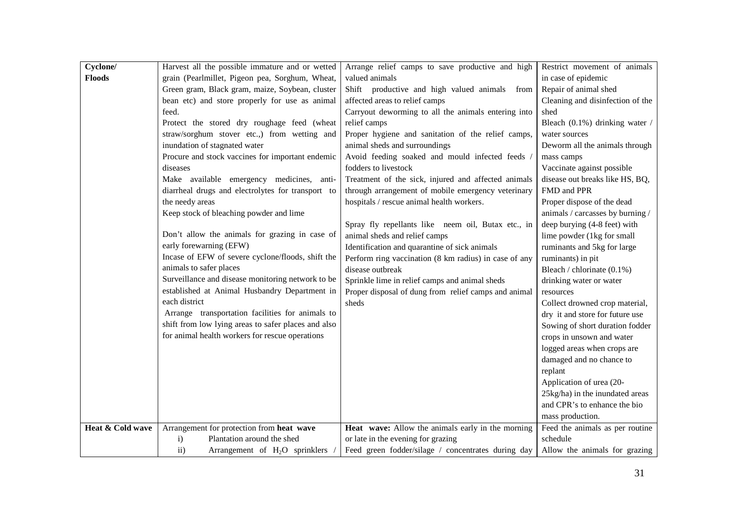| Cyclone/ Floods | Harvest all the possible immature and or wetted grain (Pearlmillet, Pigeon pea, Sorghum, Wheat, Green gram, Black gram, maize, Soybean, cluster bean etc) and store properly for use as animal feed.<br>Protect the stored dry roughage feed (wheat straw/sorghum stover etc.,) from wetting and inundation of stagnated water<br>Procure and stock vaccines for important endemic diseases<br>Make available emergency medicines, anti-diarrheal drugs and electrolytes for transport to the needy areas<br>Keep stock of bleaching powder and lime<br><br>Don't allow the animals for grazing in case of early forewarning (EFW)<br>Incase of EFW of severe cyclone/floods, shift the animals to safer places<br>Surveillance and disease monitoring network to be established at Animal Husbandry Department in each district<br>Arrange transportation facilities for animals to shift from low lying areas to safer places and also for animal health workers for rescue operations | Arrange relief camps to save productive and high valued animals<br>Shift productive and high valued animals from affected areas to relief camps<br>Carryout deworming to all the animals entering into relief camps<br>Proper hygiene and sanitation of the relief camps, animal sheds and surroundings<br>Avoid feeding soaked and mould infected feeds / fodders to livestock<br>Treatment of the sick, injured and affected animals through arrangement of mobile emergency veterinary hospitals / rescue animal health workers.<br><br>Spray fly repellants like neem oil, Butax etc., in animal sheds and relief camps<br>Identification and quarantine of sick animals<br>Perform ring vaccination (8 km radius) in case of any disease outbreak<br>Sprinkle lime in relief camps and animal sheds<br>Proper disposal of dung from relief camps and animal sheds | Restrict movement of animals in case of epidemic<br>Repair of animal shed<br>Cleaning and disinfection of the shed<br>Bleach (0.1%) drinking water / water sources<br>Deworm all the animals through mass camps<br>Vaccinate against possible disease out breaks like HS, BQ, FMD and PPR<br>Proper dispose of the dead animals / carcasses by burning / deep burying (4-8 feet) with lime powder (1kg for small ruminants and 5kg for large ruminants) in pit<br>Bleach / chlorinate (0.1%) drinking water or water resources<br>Collect drowned crop material, dry it and store for future use<br>Sowing of short duration fodder crops in unsown and water logged areas when crops are damaged and no chance to replant<br>Application of urea (20-25kg/ha) in the inundated areas and CPR's to enhance the bio mass production. |
|---|---|---|---|
| **Heat & Cold wave** | Arrangement for protection from **heat wave**<br>i) Plantation around the shed<br>ii) Arrangement of $H_2O$ sprinklers / | **Heat wave:** Allow the animals early in the morning or late in the evening for grazing<br>Feed green fodder/silage / concentrates during day | Feed the animals as per routine schedule<br>Allow the animals for grazing |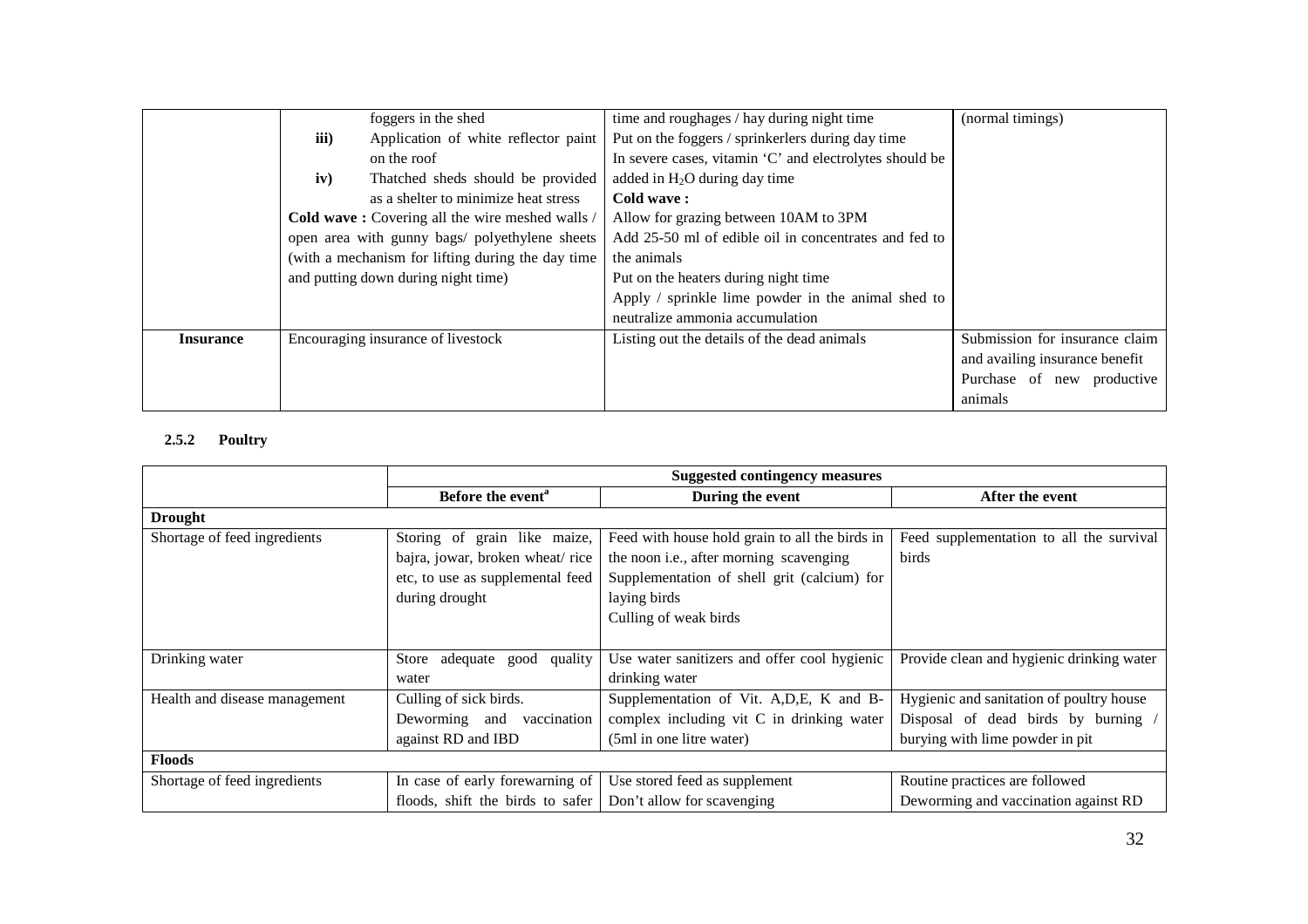| | | | |
|---|---|---|---|
| | foggers in the shed<br>**iii)** Application of white reflector paint on the roof<br>**iv)** Thatched sheds should be provided as a shelter to minimize heat stress<br>**Cold wave :** Covering all the wire meshed walls / open area with gunny bags/ polyethylene sheets (with a mechanism for lifting during the day time and putting down during night time) | time and roughages / hay during night time<br>Put on the foggers / sprinkerlers during day time<br>In severe cases, vitamin 'C' and electrolytes should be added in $H_2O$ during day time<br>**Cold wave :**<br>Allow for grazing between 10AM to 3PM<br>Add 25-50 ml of edible oil in concentrates and fed to the animals<br>Put on the heaters during night time<br>Apply / sprinkle lime powder in the animal shed to neutralize ammonia accumulation | (normal timings) |
| **Insurance** | Encouraging insurance of livestock | Listing out the details of the dead animals | Submission for insurance claim and availing insurance benefit<br>Purchase of new productive animals |

### 2.5.2 Poultry

| | Suggested contingency measures | | |
|---|---|---|---|
| | **Before the event**[a] | **During the event** | **After the event** |
| **Drought** | | | |
| Shortage of feed ingredients | Storing of grain like maize, bajra, jowar, broken wheat/ rice etc, to use as supplemental feed during drought | Feed with house hold grain to all the birds in the noon i.e., after morning scavenging<br>Supplementation of shell grit (calcium) for laying birds<br>Culling of weak birds | Feed supplementation to all the survival birds |
| Drinking water | Store adequate good quality water | Use water sanitizers and offer cool hygienic drinking water | Provide clean and hygienic drinking water |
| Health and disease management | Culling of sick birds.<br>Deworming and vaccination against RD and IBD | Supplementation of Vit. A,D,E, K and B-complex including vit C in drinking water (5ml in one litre water) | Hygienic and sanitation of poultry house<br>Disposal of dead birds by burning / burying with lime powder in pit |
| **Floods** | | | |
| Shortage of feed ingredients | In case of early forewarning of floods, shift the birds to safer | Use stored feed as supplement<br>Don't allow for scavenging | Routine practices are followed<br>Deworming and vaccination against RD |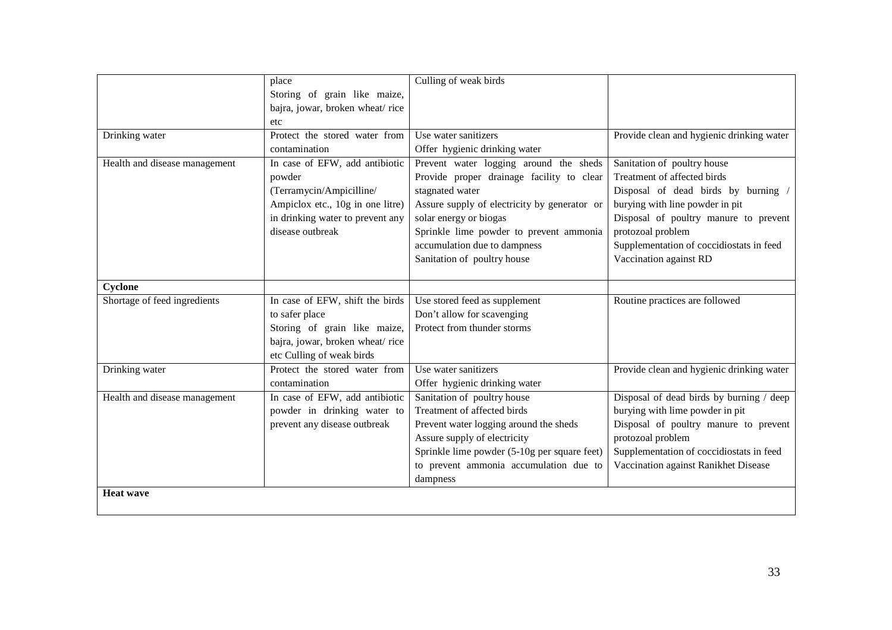| | | | |
|---|---|---|---|
| | place<br>Storing of grain like maize, bajra, jowar, broken wheat/ rice etc | Culling of weak birds | |
| Drinking water | Protect the stored water from contamination | Use water sanitizers<br>Offer hygienic drinking water | Provide clean and hygienic drinking water |
| Health and disease management | In case of EFW, add antibiotic powder (Terramycin/Ampicilline/ Ampiclox etc., 10g in one litre) in drinking water to prevent any disease outbreak | Prevent water logging around the sheds<br>Provide proper drainage facility to clear stagnated water<br>Assure supply of electricity by generator or solar energy or biogas<br>Sprinkle lime powder to prevent ammonia accumulation due to dampness<br>Sanitation of poultry house | Sanitation of poultry house<br>Treatment of affected birds<br>Disposal of dead birds by burning / burying with line powder in pit<br>Disposal of poultry manure to prevent protozoal problem<br>Supplementation of coccidiostats in feed<br>Vaccination against RD |
| **Cyclone** | | | |
| Shortage of feed ingredients | In case of EFW, shift the birds to safer place<br>Storing of grain like maize, bajra, jowar, broken wheat/ rice etc Culling of weak birds | Use stored feed as supplement<br>Don't allow for scavenging<br>Protect from thunder storms | Routine practices are followed |
| Drinking water | Protect the stored water from contamination | Use water sanitizers<br>Offer hygienic drinking water | Provide clean and hygienic drinking water |
| Health and disease management | In case of EFW, add antibiotic powder in drinking water to prevent any disease outbreak | Sanitation of poultry house<br>Treatment of affected birds<br>Prevent water logging around the sheds<br>Assure supply of electricity<br>Sprinkle lime powder (5-10g per square feet) to prevent ammonia accumulation due to dampness | Disposal of dead birds by burning / deep burying with lime powder in pit<br>Disposal of poultry manure to prevent protozoal problem<br>Supplementation of coccidiostats in feed<br>Vaccination against Ranikhet Disease |
| **Heat wave** | | | |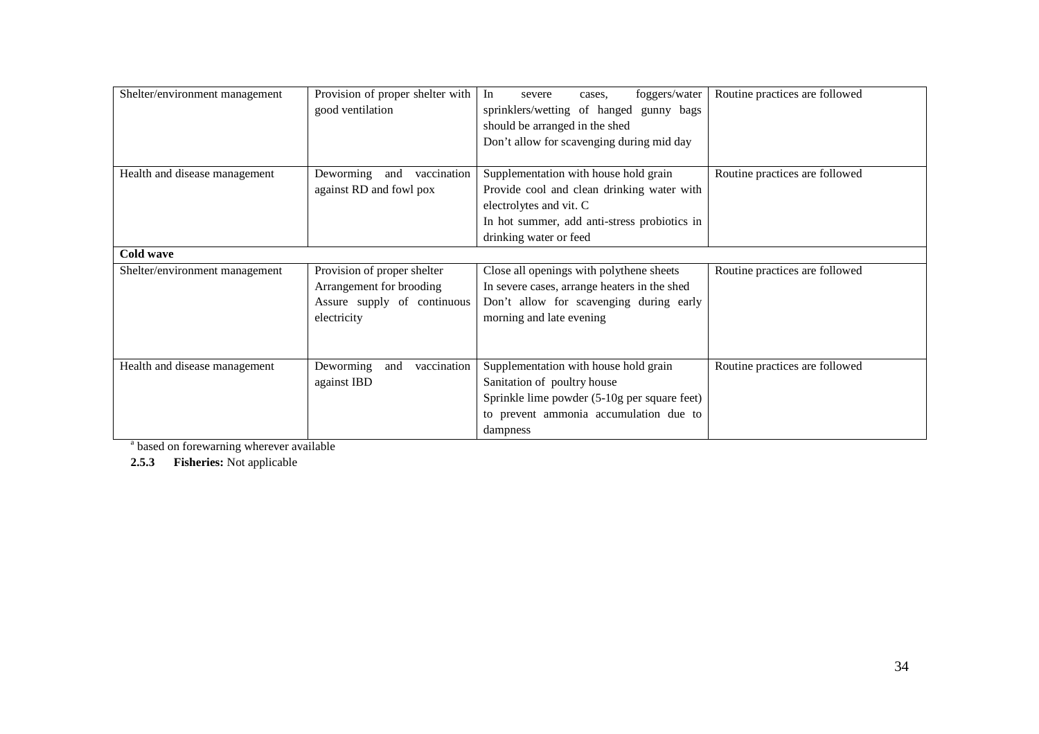| | | | |
|---|---|---|---|
| Shelter/environment management | Provision of proper shelter with good ventilation | In severe cases, foggers/water sprinklers/wetting of hanged gunny bags should be arranged in the shed<br>Don't allow for scavenging during mid day | Routine practices are followed |
| Health and disease management | Deworming and vaccination against RD and fowl pox | Supplementation with house hold grain<br>Provide cool and clean drinking water with electrolytes and vit. C<br>In hot summer, add anti-stress probiotics in drinking water or feed | Routine practices are followed |
| **Cold wave** | | | |
| Shelter/environment management | Provision of proper shelter<br>Arrangement for brooding<br>Assure supply of continuous electricity | Close all openings with polythene sheets<br>In severe cases, arrange heaters in the shed<br>Don't allow for scavenging during early morning and late evening | Routine practices are followed |
| Health and disease management | Deworming and vaccination against IBD | Supplementation with house hold grain<br>Sanitation of poultry house<br>Sprinkle lime powder (5-10g per square feet) to prevent ammonia accumulation due to dampness | Routine practices are followed |

[a] based on forewarning wherever available

**2.5.3 Fisheries:** Not applicable